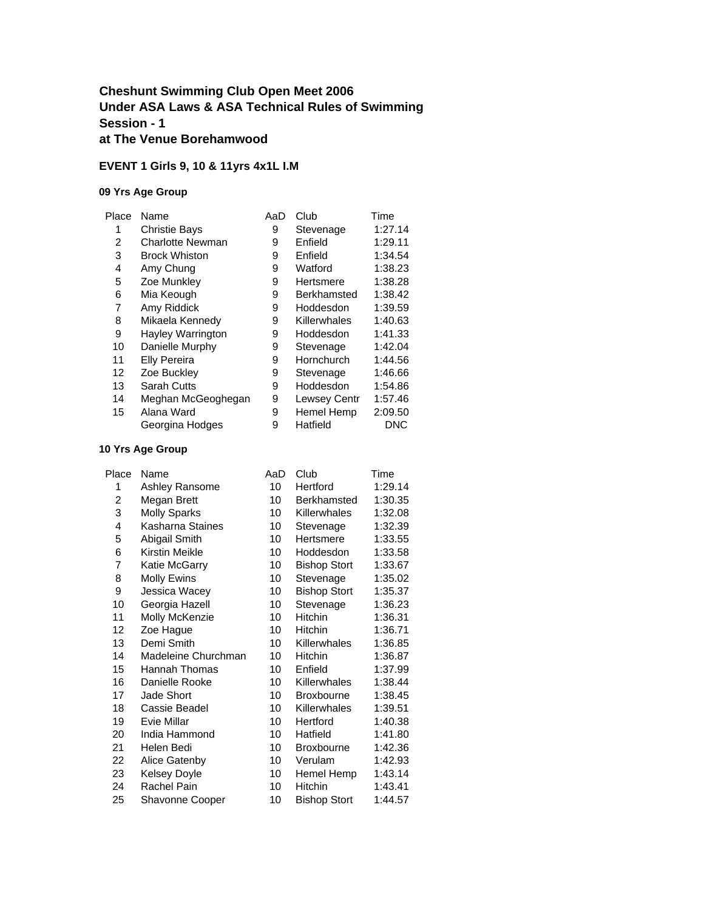**Cheshunt Swimming Club Open Meet 2006**
**Under ASA Laws & ASA Technical Rules of Swimming**
**Session - 1**
**at The Venue Borehamwood**

**EVENT 1 Girls 9, 10 & 11yrs 4x1L I.M**

**09 Yrs Age Group**

| Place | Name | AaD | Club | Time |
|---|---|---|---|---|
| 1 | Christie Bays | 9 | Stevenage | 1:27.14 |
| 2 | Charlotte Newman | 9 | Enfield | 1:29.11 |
| 3 | Brock Whiston | 9 | Enfield | 1:34.54 |
| 4 | Amy Chung | 9 | Watford | 1:38.23 |
| 5 | Zoe Munkley | 9 | Hertsmere | 1:38.28 |
| 6 | Mia Keough | 9 | Berkhamsted | 1:38.42 |
| 7 | Amy Riddick | 9 | Hoddesdon | 1:39.59 |
| 8 | Mikaela Kennedy | 9 | Killerwhales | 1:40.63 |
| 9 | Hayley Warrington | 9 | Hoddesdon | 1:41.33 |
| 10 | Danielle Murphy | 9 | Stevenage | 1:42.04 |
| 11 | Elly Pereira | 9 | Hornchurch | 1:44.56 |
| 12 | Zoe Buckley | 9 | Stevenage | 1:46.66 |
| 13 | Sarah Cutts | 9 | Hoddesdon | 1:54.86 |
| 14 | Meghan McGeoghegan | 9 | Lewsey Centr | 1:57.46 |
| 15 | Alana Ward | 9 | Hemel Hemp | 2:09.50 |
| | Georgina Hodges | 9 | Hatfield | DNC |

**10 Yrs Age Group**

| Place | Name | AaD | Club | Time |
|---|---|---|---|---|
| 1 | Ashley Ransome | 10 | Hertford | 1:29.14 |
| 2 | Megan Brett | 10 | Berkhamsted | 1:30.35 |
| 3 | Molly Sparks | 10 | Killerwhales | 1:32.08 |
| 4 | Kasharna Staines | 10 | Stevenage | 1:32.39 |
| 5 | Abigail Smith | 10 | Hertsmere | 1:33.55 |
| 6 | Kirstin Meikle | 10 | Hoddesdon | 1:33.58 |
| 7 | Katie McGarry | 10 | Bishop Stort | 1:33.67 |
| 8 | Molly Ewins | 10 | Stevenage | 1:35.02 |
| 9 | Jessica Wacey | 10 | Bishop Stort | 1:35.37 |
| 10 | Georgia Hazell | 10 | Stevenage | 1:36.23 |
| 11 | Molly McKenzie | 10 | Hitchin | 1:36.31 |
| 12 | Zoe Hague | 10 | Hitchin | 1:36.71 |
| 13 | Demi Smith | 10 | Killerwhales | 1:36.85 |
| 14 | Madeleine Churchman | 10 | Hitchin | 1:36.87 |
| 15 | Hannah Thomas | 10 | Enfield | 1:37.99 |
| 16 | Danielle Rooke | 10 | Killerwhales | 1:38.44 |
| 17 | Jade Short | 10 | Broxbourne | 1:38.45 |
| 18 | Cassie Beadel | 10 | Killerwhales | 1:39.51 |
| 19 | Evie Millar | 10 | Hertford | 1:40.38 |
| 20 | India Hammond | 10 | Hatfield | 1:41.80 |
| 21 | Helen Bedi | 10 | Broxbourne | 1:42.36 |
| 22 | Alice Gatenby | 10 | Verulam | 1:42.93 |
| 23 | Kelsey Doyle | 10 | Hemel Hemp | 1:43.14 |
| 24 | Rachel Pain | 10 | Hitchin | 1:43.41 |
| 25 | Shavonne Cooper | 10 | Bishop Stort | 1:44.57 |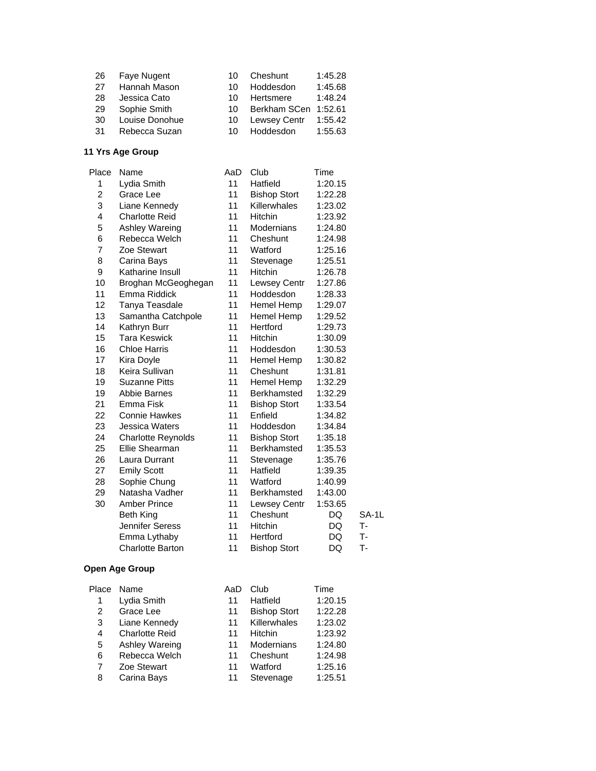| Place | Name | AaD | Club | Time | |
|---|---|---|---|---|---|
| 26 | Faye Nugent | 10 | Cheshunt | 1:45.28 | |
| 27 | Hannah Mason | 10 | Hoddesdon | 1:45.68 | |
| 28 | Jessica Cato | 10 | Hertsmere | 1:48.24 | |
| 29 | Sophie Smith | 10 | Berkham SCen | 1:52.61 | |
| 30 | Louise Donohue | 10 | Lewsey Centr | 1:55.42 | |
| 31 | Rebecca Suzan | 10 | Hoddesdon | 1:55.63 | |

**11 Yrs Age Group**

| Place | Name | AaD | Club | Time | |
|---|---|---|---|---|---|
| 1 | Lydia Smith | 11 | Hatfield | 1:20.15 | |
| 2 | Grace Lee | 11 | Bishop Stort | 1:22.28 | |
| 3 | Liane Kennedy | 11 | Killerwhales | 1:23.02 | |
| 4 | Charlotte Reid | 11 | Hitchin | 1:23.92 | |
| 5 | Ashley Wareing | 11 | Modernians | 1:24.80 | |
| 6 | Rebecca Welch | 11 | Cheshunt | 1:24.98 | |
| 7 | Zoe Stewart | 11 | Watford | 1:25.16 | |
| 8 | Carina Bays | 11 | Stevenage | 1:25.51 | |
| 9 | Katharine Insull | 11 | Hitchin | 1:26.78 | |
| 10 | Broghan McGeoghegan | 11 | Lewsey Centr | 1:27.86 | |
| 11 | Emma Riddick | 11 | Hoddesdon | 1:28.33 | |
| 12 | Tanya Teasdale | 11 | Hemel Hemp | 1:29.07 | |
| 13 | Samantha Catchpole | 11 | Hemel Hemp | 1:29.52 | |
| 14 | Kathryn Burr | 11 | Hertford | 1:29.73 | |
| 15 | Tara Keswick | 11 | Hitchin | 1:30.09 | |
| 16 | Chloe Harris | 11 | Hoddesdon | 1:30.53 | |
| 17 | Kira Doyle | 11 | Hemel Hemp | 1:30.82 | |
| 18 | Keira Sullivan | 11 | Cheshunt | 1:31.81 | |
| 19 | Suzanne Pitts | 11 | Hemel Hemp | 1:32.29 | |
| 19 | Abbie Barnes | 11 | Berkhamsted | 1:32.29 | |
| 21 | Emma Fisk | 11 | Bishop Stort | 1:33.54 | |
| 22 | Connie Hawkes | 11 | Enfield | 1:34.82 | |
| 23 | Jessica Waters | 11 | Hoddesdon | 1:34.84 | |
| 24 | Charlotte Reynolds | 11 | Bishop Stort | 1:35.18 | |
| 25 | Ellie Shearman | 11 | Berkhamsted | 1:35.53 | |
| 26 | Laura Durrant | 11 | Stevenage | 1:35.76 | |
| 27 | Emily Scott | 11 | Hatfield | 1:39.35 | |
| 28 | Sophie Chung | 11 | Watford | 1:40.99 | |
| 29 | Natasha Vadher | 11 | Berkhamsted | 1:43.00 | |
| 30 | Amber Prince | 11 | Lewsey Centr | 1:53.65 | |
| | Beth King | 11 | Cheshunt | DQ | SA-1L |
| | Jennifer Seress | 11 | Hitchin | DQ | T- |
| | Emma Lythaby | 11 | Hertford | DQ | T- |
| | Charlotte Barton | 11 | Bishop Stort | DQ | T- |

**Open Age Group**

| Place | Name | AaD | Club | Time |
|---|---|---|---|---|
| 1 | Lydia Smith | 11 | Hatfield | 1:20.15 |
| 2 | Grace Lee | 11 | Bishop Stort | 1:22.28 |
| 3 | Liane Kennedy | 11 | Killerwhales | 1:23.02 |
| 4 | Charlotte Reid | 11 | Hitchin | 1:23.92 |
| 5 | Ashley Wareing | 11 | Modernians | 1:24.80 |
| 6 | Rebecca Welch | 11 | Cheshunt | 1:24.98 |
| 7 | Zoe Stewart | 11 | Watford | 1:25.16 |
| 8 | Carina Bays | 11 | Stevenage | 1:25.51 |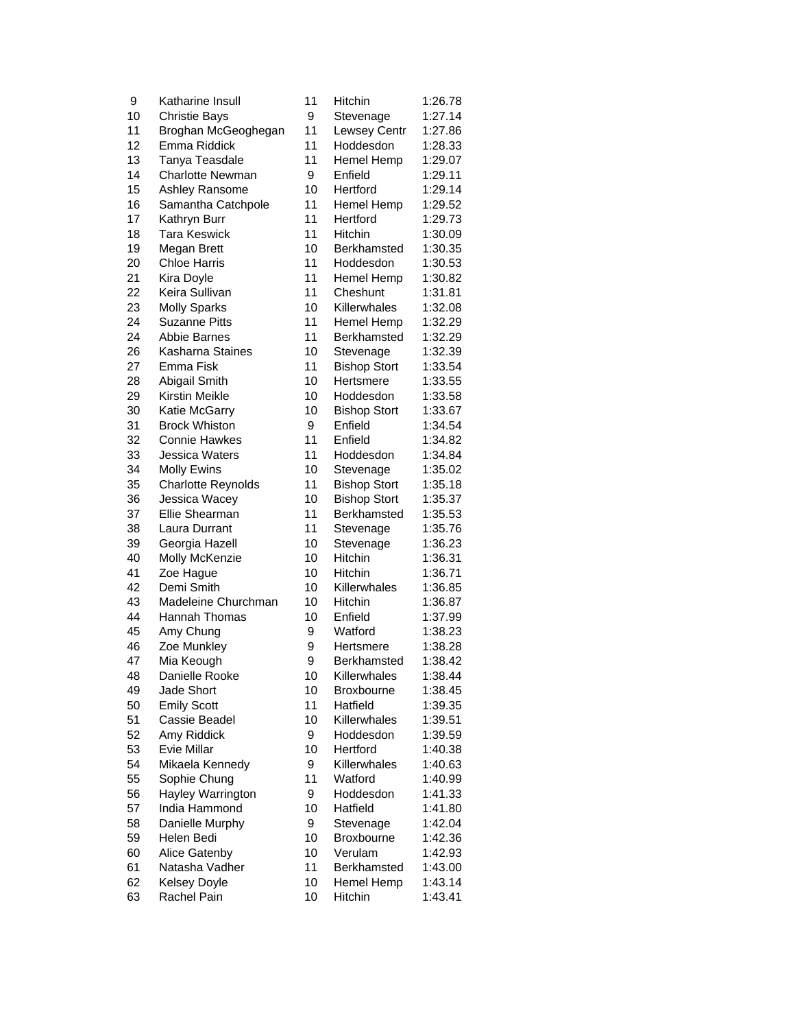| | | | | |
|---|---|---|---|---|
| 9 | Katharine Insull | 11 | Hitchin | 1:26.78 |
| 10 | Christie Bays | 9 | Stevenage | 1:27.14 |
| 11 | Broghan McGeoghegan | 11 | Lewsey Centr | 1:27.86 |
| 12 | Emma Riddick | 11 | Hoddesdon | 1:28.33 |
| 13 | Tanya Teasdale | 11 | Hemel Hemp | 1:29.07 |
| 14 | Charlotte Newman | 9 | Enfield | 1:29.11 |
| 15 | Ashley Ransome | 10 | Hertford | 1:29.14 |
| 16 | Samantha Catchpole | 11 | Hemel Hemp | 1:29.52 |
| 17 | Kathryn Burr | 11 | Hertford | 1:29.73 |
| 18 | Tara Keswick | 11 | Hitchin | 1:30.09 |
| 19 | Megan Brett | 10 | Berkhamsted | 1:30.35 |
| 20 | Chloe Harris | 11 | Hoddesdon | 1:30.53 |
| 21 | Kira Doyle | 11 | Hemel Hemp | 1:30.82 |
| 22 | Keira Sullivan | 11 | Cheshunt | 1:31.81 |
| 23 | Molly Sparks | 10 | Killerwhales | 1:32.08 |
| 24 | Suzanne Pitts | 11 | Hemel Hemp | 1:32.29 |
| 24 | Abbie Barnes | 11 | Berkhamsted | 1:32.29 |
| 26 | Kasharna Staines | 10 | Stevenage | 1:32.39 |
| 27 | Emma Fisk | 11 | Bishop Stort | 1:33.54 |
| 28 | Abigail Smith | 10 | Hertsmere | 1:33.55 |
| 29 | Kirstin Meikle | 10 | Hoddesdon | 1:33.58 |
| 30 | Katie McGarry | 10 | Bishop Stort | 1:33.67 |
| 31 | Brock Whiston | 9 | Enfield | 1:34.54 |
| 32 | Connie Hawkes | 11 | Enfield | 1:34.82 |
| 33 | Jessica Waters | 11 | Hoddesdon | 1:34.84 |
| 34 | Molly Ewins | 10 | Stevenage | 1:35.02 |
| 35 | Charlotte Reynolds | 11 | Bishop Stort | 1:35.18 |
| 36 | Jessica Wacey | 10 | Bishop Stort | 1:35.37 |
| 37 | Ellie Shearman | 11 | Berkhamsted | 1:35.53 |
| 38 | Laura Durrant | 11 | Stevenage | 1:35.76 |
| 39 | Georgia Hazell | 10 | Stevenage | 1:36.23 |
| 40 | Molly McKenzie | 10 | Hitchin | 1:36.31 |
| 41 | Zoe Hague | 10 | Hitchin | 1:36.71 |
| 42 | Demi Smith | 10 | Killerwhales | 1:36.85 |
| 43 | Madeleine Churchman | 10 | Hitchin | 1:36.87 |
| 44 | Hannah Thomas | 10 | Enfield | 1:37.99 |
| 45 | Amy Chung | 9 | Watford | 1:38.23 |
| 46 | Zoe Munkley | 9 | Hertsmere | 1:38.28 |
| 47 | Mia Keough | 9 | Berkhamsted | 1:38.42 |
| 48 | Danielle Rooke | 10 | Killerwhales | 1:38.44 |
| 49 | Jade Short | 10 | Broxbourne | 1:38.45 |
| 50 | Emily Scott | 11 | Hatfield | 1:39.35 |
| 51 | Cassie Beadel | 10 | Killerwhales | 1:39.51 |
| 52 | Amy Riddick | 9 | Hoddesdon | 1:39.59 |
| 53 | Evie Millar | 10 | Hertford | 1:40.38 |
| 54 | Mikaela Kennedy | 9 | Killerwhales | 1:40.63 |
| 55 | Sophie Chung | 11 | Watford | 1:40.99 |
| 56 | Hayley Warrington | 9 | Hoddesdon | 1:41.33 |
| 57 | India Hammond | 10 | Hatfield | 1:41.80 |
| 58 | Danielle Murphy | 9 | Stevenage | 1:42.04 |
| 59 | Helen Bedi | 10 | Broxbourne | 1:42.36 |
| 60 | Alice Gatenby | 10 | Verulam | 1:42.93 |
| 61 | Natasha Vadher | 11 | Berkhamsted | 1:43.00 |
| 62 | Kelsey Doyle | 10 | Hemel Hemp | 1:43.14 |
| 63 | Rachel Pain | 10 | Hitchin | 1:43.41 |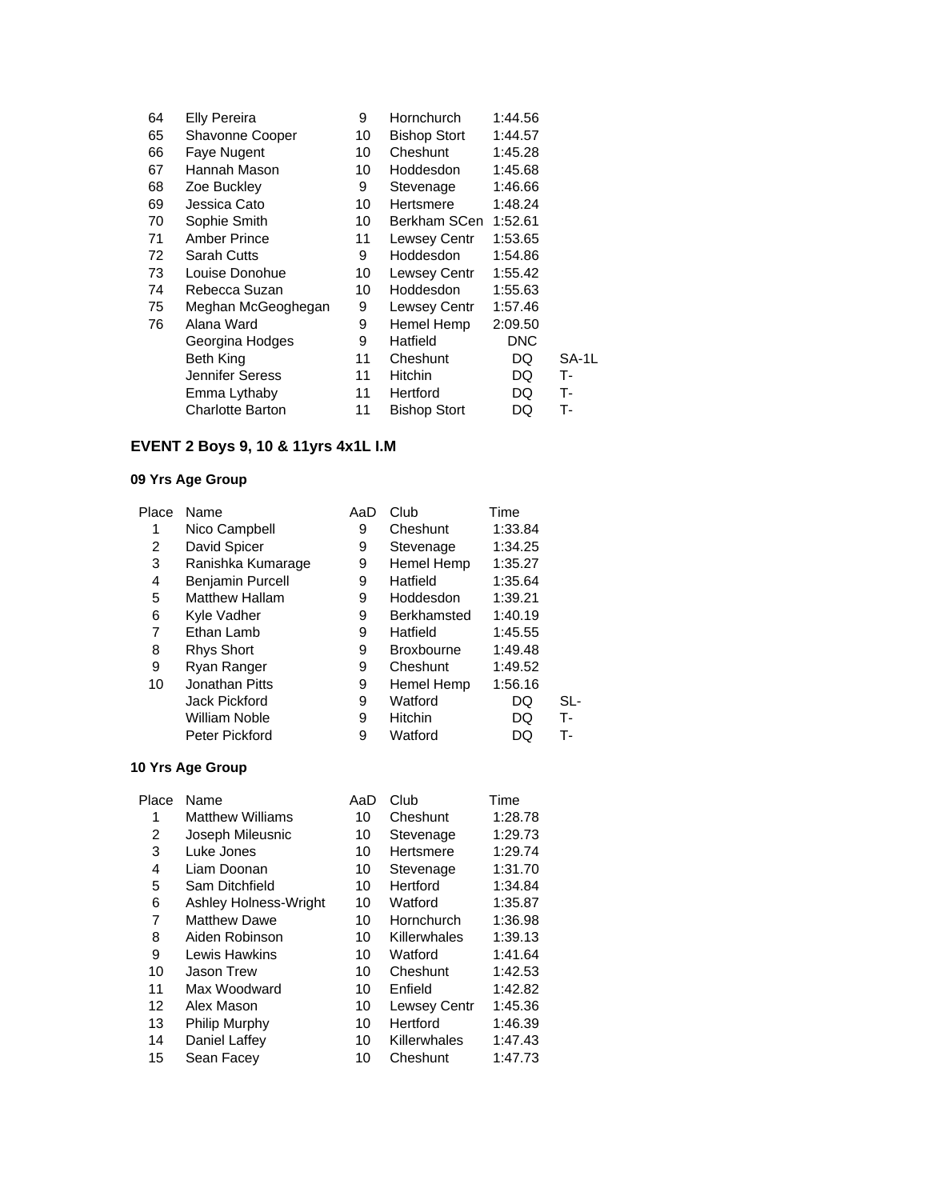| | | | | | |
|---|---|---|---|---|---|
| 64 | Elly Pereira | 9 | Hornchurch | 1:44.56 | |
| 65 | Shavonne Cooper | 10 | Bishop Stort | 1:44.57 | |
| 66 | Faye Nugent | 10 | Cheshunt | 1:45.28 | |
| 67 | Hannah Mason | 10 | Hoddesdon | 1:45.68 | |
| 68 | Zoe Buckley | 9 | Stevenage | 1:46.66 | |
| 69 | Jessica Cato | 10 | Hertsmere | 1:48.24 | |
| 70 | Sophie Smith | 10 | Berkham SCen | 1:52.61 | |
| 71 | Amber Prince | 11 | Lewsey Centr | 1:53.65 | |
| 72 | Sarah Cutts | 9 | Hoddesdon | 1:54.86 | |
| 73 | Louise Donohue | 10 | Lewsey Centr | 1:55.42 | |
| 74 | Rebecca Suzan | 10 | Hoddesdon | 1:55.63 | |
| 75 | Meghan McGeoghegan | 9 | Lewsey Centr | 1:57.46 | |
| 76 | Alana Ward | 9 | Hemel Hemp | 2:09.50 | |
| | Georgina Hodges | 9 | Hatfield | DNC | |
| | Beth King | 11 | Cheshunt | DQ | SA-1L |
| | Jennifer Seress | 11 | Hitchin | DQ | T- |
| | Emma Lythaby | 11 | Hertford | DQ | T- |
| | Charlotte Barton | 11 | Bishop Stort | DQ | T- |

## EVENT 2 Boys 9, 10 & 11yrs 4x1L I.M

### 09 Yrs Age Group

| Place | Name | AaD | Club | Time | |
|---|---|---|---|---|---|
| 1 | Nico Campbell | 9 | Cheshunt | 1:33.84 | |
| 2 | David Spicer | 9 | Stevenage | 1:34.25 | |
| 3 | Ranishka Kumarage | 9 | Hemel Hemp | 1:35.27 | |
| 4 | Benjamin Purcell | 9 | Hatfield | 1:35.64 | |
| 5 | Matthew Hallam | 9 | Hoddesdon | 1:39.21 | |
| 6 | Kyle Vadher | 9 | Berkhamsted | 1:40.19 | |
| 7 | Ethan Lamb | 9 | Hatfield | 1:45.55 | |
| 8 | Rhys Short | 9 | Broxbourne | 1:49.48 | |
| 9 | Ryan Ranger | 9 | Cheshunt | 1:49.52 | |
| 10 | Jonathan Pitts | 9 | Hemel Hemp | 1:56.16 | |
| | Jack Pickford | 9 | Watford | DQ | SL- |
| | William Noble | 9 | Hitchin | DQ | T- |
| | Peter Pickford | 9 | Watford | DQ | T- |

### 10 Yrs Age Group

| Place | Name | AaD | Club | Time |
|---|---|---|---|---|
| 1 | Matthew Williams | 10 | Cheshunt | 1:28.78 |
| 2 | Joseph Mileusnic | 10 | Stevenage | 1:29.73 |
| 3 | Luke Jones | 10 | Hertsmere | 1:29.74 |
| 4 | Liam Doonan | 10 | Stevenage | 1:31.70 |
| 5 | Sam Ditchfield | 10 | Hertford | 1:34.84 |
| 6 | Ashley Holness-Wright | 10 | Watford | 1:35.87 |
| 7 | Matthew Dawe | 10 | Hornchurch | 1:36.98 |
| 8 | Aiden Robinson | 10 | Killerwhales | 1:39.13 |
| 9 | Lewis Hawkins | 10 | Watford | 1:41.64 |
| 10 | Jason Trew | 10 | Cheshunt | 1:42.53 |
| 11 | Max Woodward | 10 | Enfield | 1:42.82 |
| 12 | Alex Mason | 10 | Lewsey Centr | 1:45.36 |
| 13 | Philip Murphy | 10 | Hertford | 1:46.39 |
| 14 | Daniel Laffey | 10 | Killerwhales | 1:47.43 |
| 15 | Sean Facey | 10 | Cheshunt | 1:47.73 |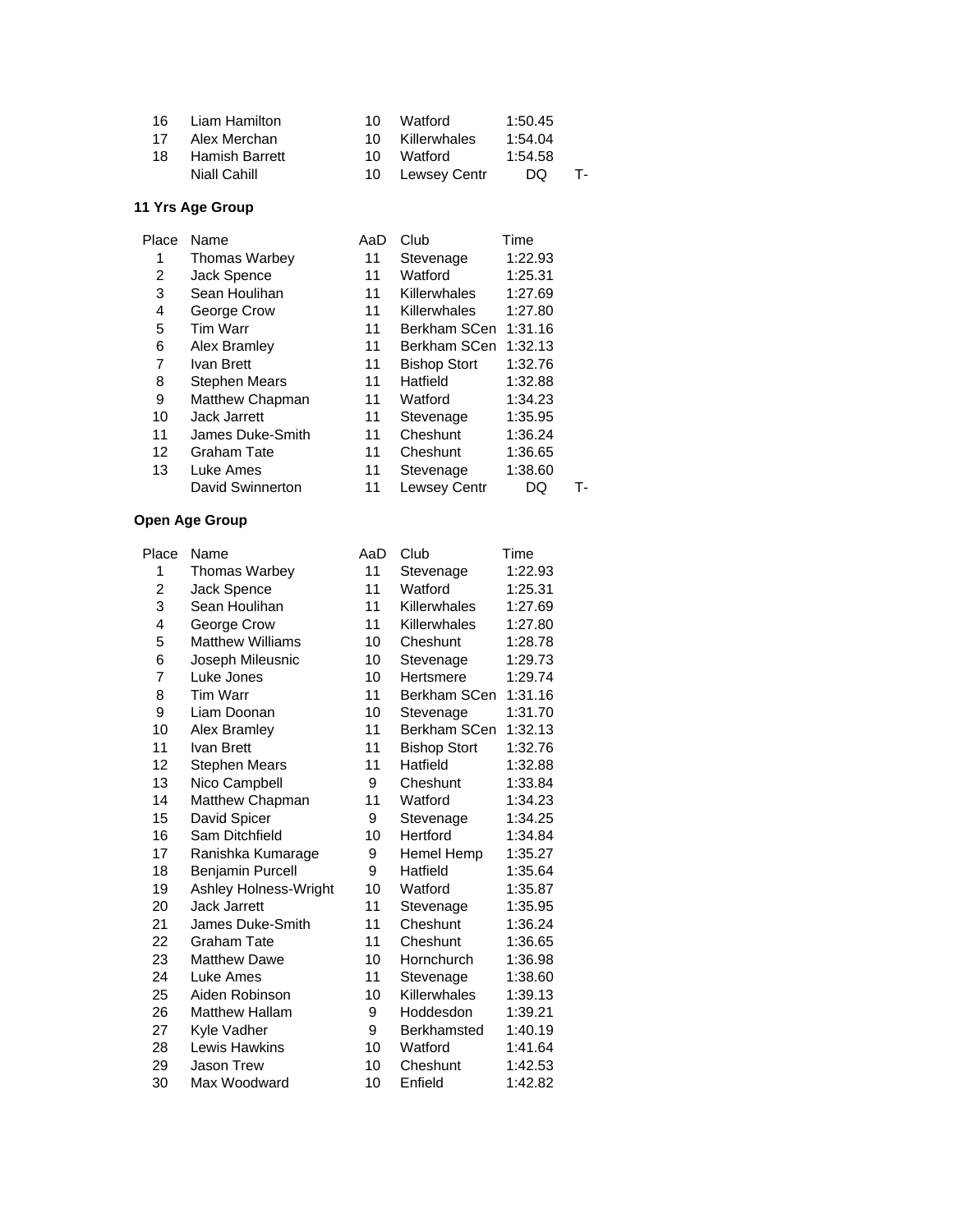| Place | Name | AaD | Club | Time | |
|---|---|---|---|---|---|
| 16 | Liam Hamilton | 10 | Watford | 1:50.45 | |
| 17 | Alex Merchan | 10 | Killerwhales | 1:54.04 | |
| 18 | Hamish Barrett | 10 | Watford | 1:54.58 | |
| | Niall Cahill | 10 | Lewsey Centr | DQ | T- |

**11 Yrs Age Group**

| Place | Name | AaD | Club | Time | |
|---|---|---|---|---|---|
| 1 | Thomas Warbey | 11 | Stevenage | 1:22.93 | |
| 2 | Jack Spence | 11 | Watford | 1:25.31 | |
| 3 | Sean Houlihan | 11 | Killerwhales | 1:27.69 | |
| 4 | George Crow | 11 | Killerwhales | 1:27.80 | |
| 5 | Tim Warr | 11 | Berkham SCen | 1:31.16 | |
| 6 | Alex Bramley | 11 | Berkham SCen | 1:32.13 | |
| 7 | Ivan Brett | 11 | Bishop Stort | 1:32.76 | |
| 8 | Stephen Mears | 11 | Hatfield | 1:32.88 | |
| 9 | Matthew Chapman | 11 | Watford | 1:34.23 | |
| 10 | Jack Jarrett | 11 | Stevenage | 1:35.95 | |
| 11 | James Duke-Smith | 11 | Cheshunt | 1:36.24 | |
| 12 | Graham Tate | 11 | Cheshunt | 1:36.65 | |
| 13 | Luke Ames | 11 | Stevenage | 1:38.60 | |
| | David Swinnerton | 11 | Lewsey Centr | DQ | T- |

**Open Age Group**

| Place | Name | AaD | Club | Time |
|---|---|---|---|---|
| 1 | Thomas Warbey | 11 | Stevenage | 1:22.93 |
| 2 | Jack Spence | 11 | Watford | 1:25.31 |
| 3 | Sean Houlihan | 11 | Killerwhales | 1:27.69 |
| 4 | George Crow | 11 | Killerwhales | 1:27.80 |
| 5 | Matthew Williams | 10 | Cheshunt | 1:28.78 |
| 6 | Joseph Mileusnic | 10 | Stevenage | 1:29.73 |
| 7 | Luke Jones | 10 | Hertsmere | 1:29.74 |
| 8 | Tim Warr | 11 | Berkham SCen | 1:31.16 |
| 9 | Liam Doonan | 10 | Stevenage | 1:31.70 |
| 10 | Alex Bramley | 11 | Berkham SCen | 1:32.13 |
| 11 | Ivan Brett | 11 | Bishop Stort | 1:32.76 |
| 12 | Stephen Mears | 11 | Hatfield | 1:32.88 |
| 13 | Nico Campbell | 9 | Cheshunt | 1:33.84 |
| 14 | Matthew Chapman | 11 | Watford | 1:34.23 |
| 15 | David Spicer | 9 | Stevenage | 1:34.25 |
| 16 | Sam Ditchfield | 10 | Hertford | 1:34.84 |
| 17 | Ranishka Kumarage | 9 | Hemel Hemp | 1:35.27 |
| 18 | Benjamin Purcell | 9 | Hatfield | 1:35.64 |
| 19 | Ashley Holness-Wright | 10 | Watford | 1:35.87 |
| 20 | Jack Jarrett | 11 | Stevenage | 1:35.95 |
| 21 | James Duke-Smith | 11 | Cheshunt | 1:36.24 |
| 22 | Graham Tate | 11 | Cheshunt | 1:36.65 |
| 23 | Matthew Dawe | 10 | Hornchurch | 1:36.98 |
| 24 | Luke Ames | 11 | Stevenage | 1:38.60 |
| 25 | Aiden Robinson | 10 | Killerwhales | 1:39.13 |
| 26 | Matthew Hallam | 9 | Hoddesdon | 1:39.21 |
| 27 | Kyle Vadher | 9 | Berkhamsted | 1:40.19 |
| 28 | Lewis Hawkins | 10 | Watford | 1:41.64 |
| 29 | Jason Trew | 10 | Cheshunt | 1:42.53 |
| 30 | Max Woodward | 10 | Enfield | 1:42.82 |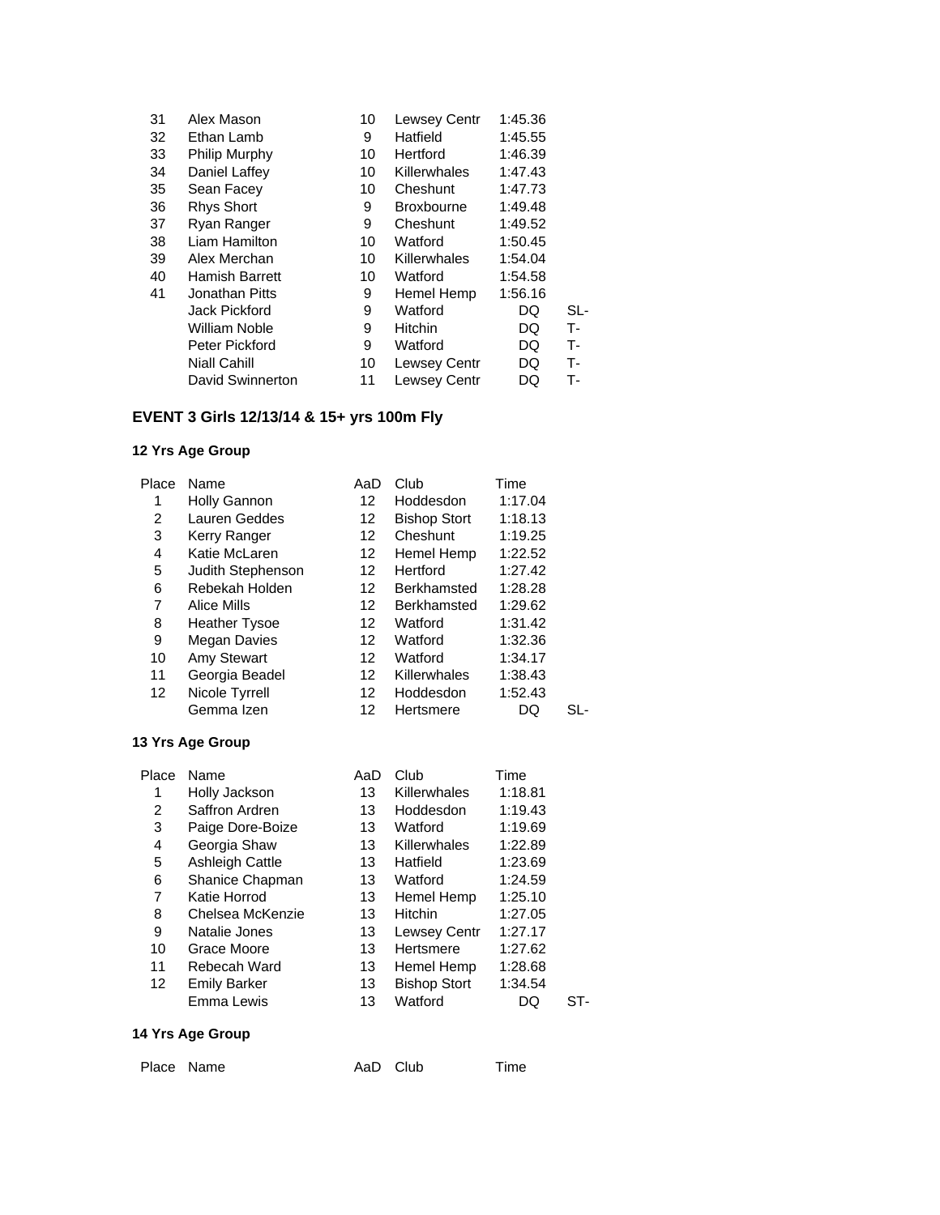| | | | | | |
|---|---|---|---|---|---|
| 31 | Alex Mason | 10 | Lewsey Centr | 1:45.36 | |
| 32 | Ethan Lamb | 9 | Hatfield | 1:45.55 | |
| 33 | Philip Murphy | 10 | Hertford | 1:46.39 | |
| 34 | Daniel Laffey | 10 | Killerwhales | 1:47.43 | |
| 35 | Sean Facey | 10 | Cheshunt | 1:47.73 | |
| 36 | Rhys Short | 9 | Broxbourne | 1:49.48 | |
| 37 | Ryan Ranger | 9 | Cheshunt | 1:49.52 | |
| 38 | Liam Hamilton | 10 | Watford | 1:50.45 | |
| 39 | Alex Merchan | 10 | Killerwhales | 1:54.04 | |
| 40 | Hamish Barrett | 10 | Watford | 1:54.58 | |
| 41 | Jonathan Pitts | 9 | Hemel Hemp | 1:56.16 | |
| | Jack Pickford | 9 | Watford | DQ | SL- |
| | William Noble | 9 | Hitchin | DQ | T- |
| | Peter Pickford | 9 | Watford | DQ | T- |
| | Niall Cahill | 10 | Lewsey Centr | DQ | T- |
| | David Swinnerton | 11 | Lewsey Centr | DQ | T- |

## EVENT 3 Girls 12/13/14 & 15+ yrs 100m Fly

### 12 Yrs Age Group

| Place | Name | AaD | Club | Time | |
|---|---|---|---|---|---|
| 1 | Holly Gannon | 12 | Hoddesdon | 1:17.04 | |
| 2 | Lauren Geddes | 12 | Bishop Stort | 1:18.13 | |
| 3 | Kerry Ranger | 12 | Cheshunt | 1:19.25 | |
| 4 | Katie McLaren | 12 | Hemel Hemp | 1:22.52 | |
| 5 | Judith Stephenson | 12 | Hertford | 1:27.42 | |
| 6 | Rebekah Holden | 12 | Berkhamsted | 1:28.28 | |
| 7 | Alice Mills | 12 | Berkhamsted | 1:29.62 | |
| 8 | Heather Tysoe | 12 | Watford | 1:31.42 | |
| 9 | Megan Davies | 12 | Watford | 1:32.36 | |
| 10 | Amy Stewart | 12 | Watford | 1:34.17 | |
| 11 | Georgia Beadel | 12 | Killerwhales | 1:38.43 | |
| 12 | Nicole Tyrrell | 12 | Hoddesdon | 1:52.43 | |
| | Gemma Izen | 12 | Hertsmere | DQ | SL- |

### 13 Yrs Age Group

| Place | Name | AaD | Club | Time | |
|---|---|---|---|---|---|
| 1 | Holly Jackson | 13 | Killerwhales | 1:18.81 | |
| 2 | Saffron Ardren | 13 | Hoddesdon | 1:19.43 | |
| 3 | Paige Dore-Boize | 13 | Watford | 1:19.69 | |
| 4 | Georgia Shaw | 13 | Killerwhales | 1:22.89 | |
| 5 | Ashleigh Cattle | 13 | Hatfield | 1:23.69 | |
| 6 | Shanice Chapman | 13 | Watford | 1:24.59 | |
| 7 | Katie Horrod | 13 | Hemel Hemp | 1:25.10 | |
| 8 | Chelsea McKenzie | 13 | Hitchin | 1:27.05 | |
| 9 | Natalie Jones | 13 | Lewsey Centr | 1:27.17 | |
| 10 | Grace Moore | 13 | Hertsmere | 1:27.62 | |
| 11 | Rebecah Ward | 13 | Hemel Hemp | 1:28.68 | |
| 12 | Emily Barker | 13 | Bishop Stort | 1:34.54 | |
| | Emma Lewis | 13 | Watford | DQ | ST- |

### 14 Yrs Age Group

| Place | Name | AaD | Club | Time |
|---|---|---|---|---|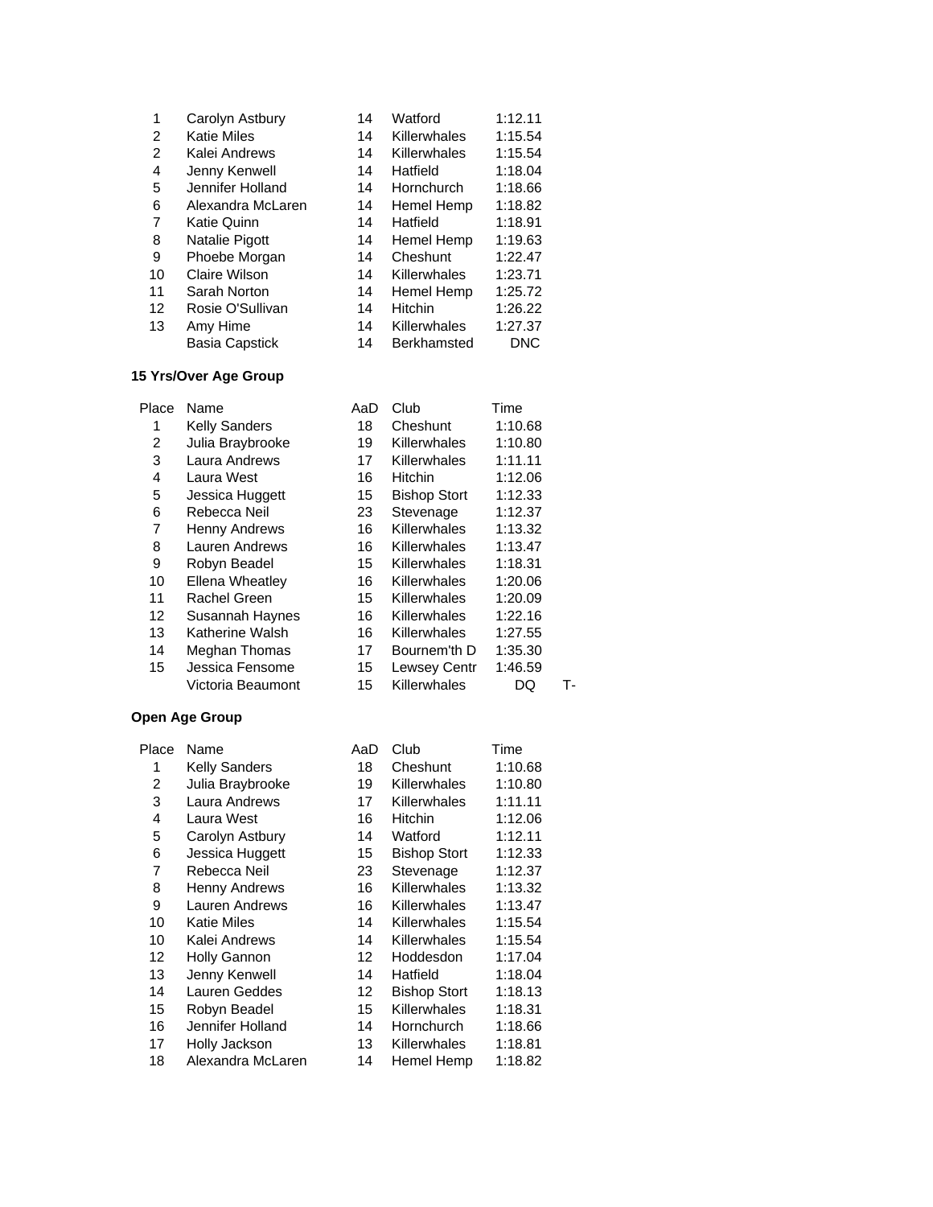| Place | Name | AaD | Club | Time | |
|---|---|---|---|---|---|
| 1 | Carolyn Astbury | 14 | Watford | 1:12.11 | |
| 2 | Katie Miles | 14 | Killerwhales | 1:15.54 | |
| 2 | Kalei Andrews | 14 | Killerwhales | 1:15.54 | |
| 4 | Jenny Kenwell | 14 | Hatfield | 1:18.04 | |
| 5 | Jennifer Holland | 14 | Hornchurch | 1:18.66 | |
| 6 | Alexandra McLaren | 14 | Hemel Hemp | 1:18.82 | |
| 7 | Katie Quinn | 14 | Hatfield | 1:18.91 | |
| 8 | Natalie Pigott | 14 | Hemel Hemp | 1:19.63 | |
| 9 | Phoebe Morgan | 14 | Cheshunt | 1:22.47 | |
| 10 | Claire Wilson | 14 | Killerwhales | 1:23.71 | |
| 11 | Sarah Norton | 14 | Hemel Hemp | 1:25.72 | |
| 12 | Rosie O'Sullivan | 14 | Hitchin | 1:26.22 | |
| 13 | Amy Hime | 14 | Killerwhales | 1:27.37 | |
| | Basia Capstick | 14 | Berkhamsted | DNC | |

**15 Yrs/Over Age Group**

| Place | Name | AaD | Club | Time | |
|---|---|---|---|---|---|
| 1 | Kelly Sanders | 18 | Cheshunt | 1:10.68 | |
| 2 | Julia Braybrooke | 19 | Killerwhales | 1:10.80 | |
| 3 | Laura Andrews | 17 | Killerwhales | 1:11.11 | |
| 4 | Laura West | 16 | Hitchin | 1:12.06 | |
| 5 | Jessica Huggett | 15 | Bishop Stort | 1:12.33 | |
| 6 | Rebecca Neil | 23 | Stevenage | 1:12.37 | |
| 7 | Henny Andrews | 16 | Killerwhales | 1:13.32 | |
| 8 | Lauren Andrews | 16 | Killerwhales | 1:13.47 | |
| 9 | Robyn Beadel | 15 | Killerwhales | 1:18.31 | |
| 10 | Ellena Wheatley | 16 | Killerwhales | 1:20.06 | |
| 11 | Rachel Green | 15 | Killerwhales | 1:20.09 | |
| 12 | Susannah Haynes | 16 | Killerwhales | 1:22.16 | |
| 13 | Katherine Walsh | 16 | Killerwhales | 1:27.55 | |
| 14 | Meghan Thomas | 17 | Bournem'th D | 1:35.30 | |
| 15 | Jessica Fensome | 15 | Lewsey Centr | 1:46.59 | |
| | Victoria Beaumont | 15 | Killerwhales | DQ | T- |

**Open Age Group**

| Place | Name | AaD | Club | Time |
|---|---|---|---|---|
| 1 | Kelly Sanders | 18 | Cheshunt | 1:10.68 |
| 2 | Julia Braybrooke | 19 | Killerwhales | 1:10.80 |
| 3 | Laura Andrews | 17 | Killerwhales | 1:11.11 |
| 4 | Laura West | 16 | Hitchin | 1:12.06 |
| 5 | Carolyn Astbury | 14 | Watford | 1:12.11 |
| 6 | Jessica Huggett | 15 | Bishop Stort | 1:12.33 |
| 7 | Rebecca Neil | 23 | Stevenage | 1:12.37 |
| 8 | Henny Andrews | 16 | Killerwhales | 1:13.32 |
| 9 | Lauren Andrews | 16 | Killerwhales | 1:13.47 |
| 10 | Katie Miles | 14 | Killerwhales | 1:15.54 |
| 10 | Kalei Andrews | 14 | Killerwhales | 1:15.54 |
| 12 | Holly Gannon | 12 | Hoddesdon | 1:17.04 |
| 13 | Jenny Kenwell | 14 | Hatfield | 1:18.04 |
| 14 | Lauren Geddes | 12 | Bishop Stort | 1:18.13 |
| 15 | Robyn Beadel | 15 | Killerwhales | 1:18.31 |
| 16 | Jennifer Holland | 14 | Hornchurch | 1:18.66 |
| 17 | Holly Jackson | 13 | Killerwhales | 1:18.81 |
| 18 | Alexandra McLaren | 14 | Hemel Hemp | 1:18.82 |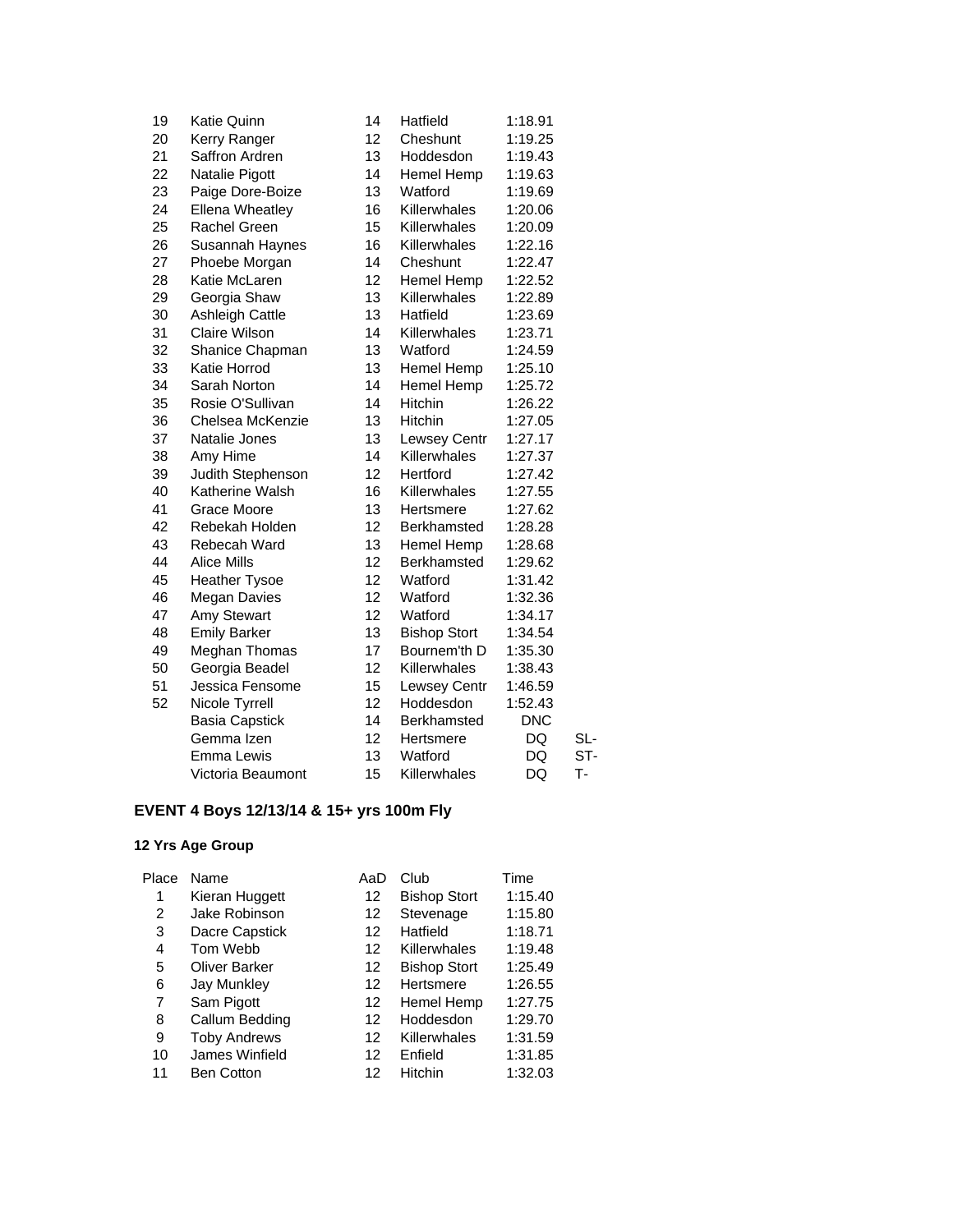| | | | | | |
|---|---|---|---|---|---|
| 19 | Katie Quinn | 14 | Hatfield | 1:18.91 | |
| 20 | Kerry Ranger | 12 | Cheshunt | 1:19.25 | |
| 21 | Saffron Ardren | 13 | Hoddesdon | 1:19.43 | |
| 22 | Natalie Pigott | 14 | Hemel Hemp | 1:19.63 | |
| 23 | Paige Dore-Boize | 13 | Watford | 1:19.69 | |
| 24 | Ellena Wheatley | 16 | Killerwhales | 1:20.06 | |
| 25 | Rachel Green | 15 | Killerwhales | 1:20.09 | |
| 26 | Susannah Haynes | 16 | Killerwhales | 1:22.16 | |
| 27 | Phoebe Morgan | 14 | Cheshunt | 1:22.47 | |
| 28 | Katie McLaren | 12 | Hemel Hemp | 1:22.52 | |
| 29 | Georgia Shaw | 13 | Killerwhales | 1:22.89 | |
| 30 | Ashleigh Cattle | 13 | Hatfield | 1:23.69 | |
| 31 | Claire Wilson | 14 | Killerwhales | 1:23.71 | |
| 32 | Shanice Chapman | 13 | Watford | 1:24.59 | |
| 33 | Katie Horrod | 13 | Hemel Hemp | 1:25.10 | |
| 34 | Sarah Norton | 14 | Hemel Hemp | 1:25.72 | |
| 35 | Rosie O'Sullivan | 14 | Hitchin | 1:26.22 | |
| 36 | Chelsea McKenzie | 13 | Hitchin | 1:27.05 | |
| 37 | Natalie Jones | 13 | Lewsey Centr | 1:27.17 | |
| 38 | Amy Hime | 14 | Killerwhales | 1:27.37 | |
| 39 | Judith Stephenson | 12 | Hertford | 1:27.42 | |
| 40 | Katherine Walsh | 16 | Killerwhales | 1:27.55 | |
| 41 | Grace Moore | 13 | Hertsmere | 1:27.62 | |
| 42 | Rebekah Holden | 12 | Berkhamsted | 1:28.28 | |
| 43 | Rebecah Ward | 13 | Hemel Hemp | 1:28.68 | |
| 44 | Alice Mills | 12 | Berkhamsted | 1:29.62 | |
| 45 | Heather Tysoe | 12 | Watford | 1:31.42 | |
| 46 | Megan Davies | 12 | Watford | 1:32.36 | |
| 47 | Amy Stewart | 12 | Watford | 1:34.17 | |
| 48 | Emily Barker | 13 | Bishop Stort | 1:34.54 | |
| 49 | Meghan Thomas | 17 | Bournem'th D | 1:35.30 | |
| 50 | Georgia Beadel | 12 | Killerwhales | 1:38.43 | |
| 51 | Jessica Fensome | 15 | Lewsey Centr | 1:46.59 | |
| 52 | Nicole Tyrrell | 12 | Hoddesdon | 1:52.43 | |
| | Basia Capstick | 14 | Berkhamsted | DNC | |
| | Gemma Izen | 12 | Hertsmere | DQ | SL- |
| | Emma Lewis | 13 | Watford | DQ | ST- |
| | Victoria Beaumont | 15 | Killerwhales | DQ | T- |

**EVENT 4 Boys 12/13/14 & 15+ yrs 100m Fly**

**12 Yrs Age Group**

| Place | Name | AaD | Club | Time |
|---|---|---|---|---|
| 1 | Kieran Huggett | 12 | Bishop Stort | 1:15.40 |
| 2 | Jake Robinson | 12 | Stevenage | 1:15.80 |
| 3 | Dacre Capstick | 12 | Hatfield | 1:18.71 |
| 4 | Tom Webb | 12 | Killerwhales | 1:19.48 |
| 5 | Oliver Barker | 12 | Bishop Stort | 1:25.49 |
| 6 | Jay Munkley | 12 | Hertsmere | 1:26.55 |
| 7 | Sam Pigott | 12 | Hemel Hemp | 1:27.75 |
| 8 | Callum Bedding | 12 | Hoddesdon | 1:29.70 |
| 9 | Toby Andrews | 12 | Killerwhales | 1:31.59 |
| 10 | James Winfield | 12 | Enfield | 1:31.85 |
| 11 | Ben Cotton | 12 | Hitchin | 1:32.03 |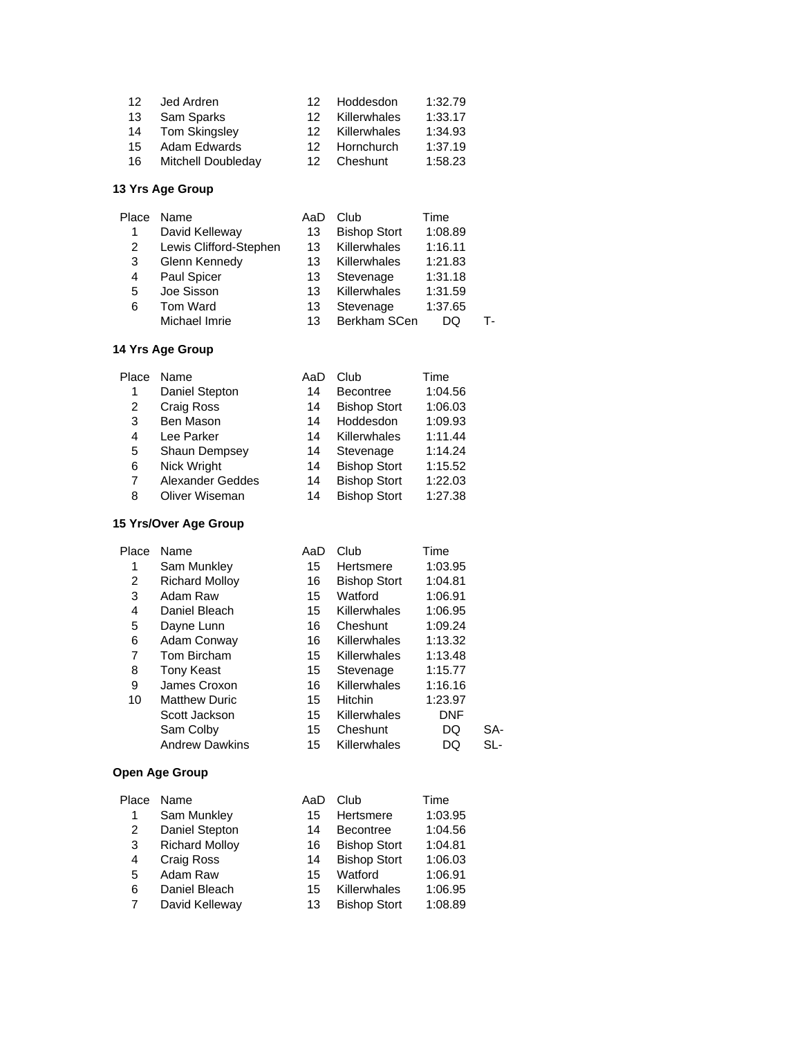| Place | Name | AaD | Club | Time | |
|---|---|---|---|---|---|
| 12 | Jed Ardren | 12 | Hoddesdon | 1:32.79 | |
| 13 | Sam Sparks | 12 | Killerwhales | 1:33.17 | |
| 14 | Tom Skingsley | 12 | Killerwhales | 1:34.93 | |
| 15 | Adam Edwards | 12 | Hornchurch | 1:37.19 | |
| 16 | Mitchell Doubleday | 12 | Cheshunt | 1:58.23 | |

**13 Yrs Age Group**

| Place | Name | AaD | Club | Time | |
|---|---|---|---|---|---|
| 1 | David Kelleway | 13 | Bishop Stort | 1:08.89 | |
| 2 | Lewis Clifford-Stephen | 13 | Killerwhales | 1:16.11 | |
| 3 | Glenn Kennedy | 13 | Killerwhales | 1:21.83 | |
| 4 | Paul Spicer | 13 | Stevenage | 1:31.18 | |
| 5 | Joe Sisson | 13 | Killerwhales | 1:31.59 | |
| 6 | Tom Ward | 13 | Stevenage | 1:37.65 | |
| | Michael Imrie | 13 | Berkham SCen | DQ | T- |

**14 Yrs Age Group**

| Place | Name | AaD | Club | Time |
|---|---|---|---|---|
| 1 | Daniel Stepton | 14 | Becontree | 1:04.56 |
| 2 | Craig Ross | 14 | Bishop Stort | 1:06.03 |
| 3 | Ben Mason | 14 | Hoddesdon | 1:09.93 |
| 4 | Lee Parker | 14 | Killerwhales | 1:11.44 |
| 5 | Shaun Dempsey | 14 | Stevenage | 1:14.24 |
| 6 | Nick Wright | 14 | Bishop Stort | 1:15.52 |
| 7 | Alexander Geddes | 14 | Bishop Stort | 1:22.03 |
| 8 | Oliver Wiseman | 14 | Bishop Stort | 1:27.38 |

**15 Yrs/Over Age Group**

| Place | Name | AaD | Club | Time | |
|---|---|---|---|---|---|
| 1 | Sam Munkley | 15 | Hertsmere | 1:03.95 | |
| 2 | Richard Molloy | 16 | Bishop Stort | 1:04.81 | |
| 3 | Adam Raw | 15 | Watford | 1:06.91 | |
| 4 | Daniel Bleach | 15 | Killerwhales | 1:06.95 | |
| 5 | Dayne Lunn | 16 | Cheshunt | 1:09.24 | |
| 6 | Adam Conway | 16 | Killerwhales | 1:13.32 | |
| 7 | Tom Bircham | 15 | Killerwhales | 1:13.48 | |
| 8 | Tony Keast | 15 | Stevenage | 1:15.77 | |
| 9 | James Croxon | 16 | Killerwhales | 1:16.16 | |
| 10 | Matthew Duric | 15 | Hitchin | 1:23.97 | |
| | Scott Jackson | 15 | Killerwhales | DNF | |
| | Sam Colby | 15 | Cheshunt | DQ | SA- |
| | Andrew Dawkins | 15 | Killerwhales | DQ | SL- |

**Open Age Group**

| Place | Name | AaD | Club | Time |
|---|---|---|---|---|
| 1 | Sam Munkley | 15 | Hertsmere | 1:03.95 |
| 2 | Daniel Stepton | 14 | Becontree | 1:04.56 |
| 3 | Richard Molloy | 16 | Bishop Stort | 1:04.81 |
| 4 | Craig Ross | 14 | Bishop Stort | 1:06.03 |
| 5 | Adam Raw | 15 | Watford | 1:06.91 |
| 6 | Daniel Bleach | 15 | Killerwhales | 1:06.95 |
| 7 | David Kelleway | 13 | Bishop Stort | 1:08.89 |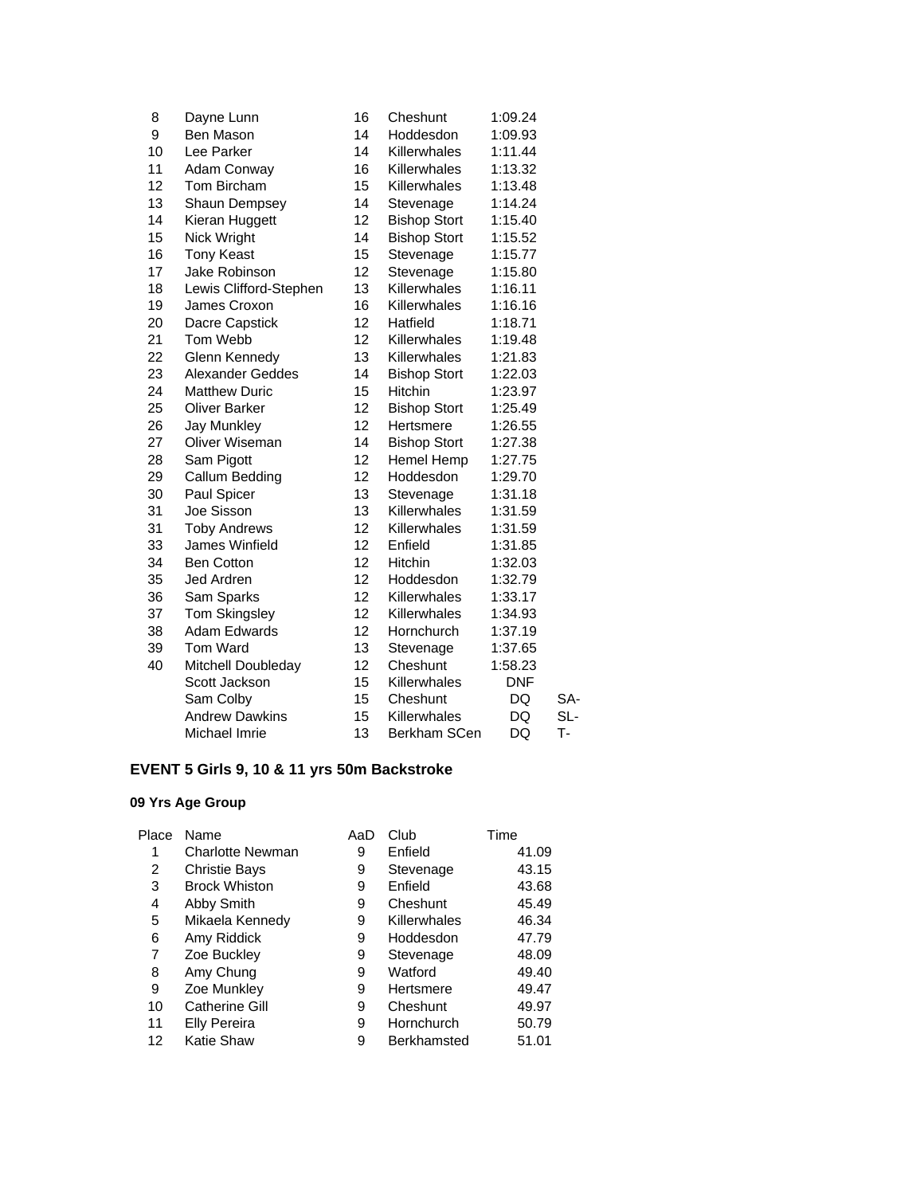| Place | Name | AaD | Club | Time | |
|---|---|---|---|---|---|
| 8 | Dayne Lunn | 16 | Cheshunt | 1:09.24 | |
| 9 | Ben Mason | 14 | Hoddesdon | 1:09.93 | |
| 10 | Lee Parker | 14 | Killerwhales | 1:11.44 | |
| 11 | Adam Conway | 16 | Killerwhales | 1:13.32 | |
| 12 | Tom Bircham | 15 | Killerwhales | 1:13.48 | |
| 13 | Shaun Dempsey | 14 | Stevenage | 1:14.24 | |
| 14 | Kieran Huggett | 12 | Bishop Stort | 1:15.40 | |
| 15 | Nick Wright | 14 | Bishop Stort | 1:15.52 | |
| 16 | Tony Keast | 15 | Stevenage | 1:15.77 | |
| 17 | Jake Robinson | 12 | Stevenage | 1:15.80 | |
| 18 | Lewis Clifford-Stephen | 13 | Killerwhales | 1:16.11 | |
| 19 | James Croxon | 16 | Killerwhales | 1:16.16 | |
| 20 | Dacre Capstick | 12 | Hatfield | 1:18.71 | |
| 21 | Tom Webb | 12 | Killerwhales | 1:19.48 | |
| 22 | Glenn Kennedy | 13 | Killerwhales | 1:21.83 | |
| 23 | Alexander Geddes | 14 | Bishop Stort | 1:22.03 | |
| 24 | Matthew Duric | 15 | Hitchin | 1:23.97 | |
| 25 | Oliver Barker | 12 | Bishop Stort | 1:25.49 | |
| 26 | Jay Munkley | 12 | Hertsmere | 1:26.55 | |
| 27 | Oliver Wiseman | 14 | Bishop Stort | 1:27.38 | |
| 28 | Sam Pigott | 12 | Hemel Hemp | 1:27.75 | |
| 29 | Callum Bedding | 12 | Hoddesdon | 1:29.70 | |
| 30 | Paul Spicer | 13 | Stevenage | 1:31.18 | |
| 31 | Joe Sisson | 13 | Killerwhales | 1:31.59 | |
| 31 | Toby Andrews | 12 | Killerwhales | 1:31.59 | |
| 33 | James Winfield | 12 | Enfield | 1:31.85 | |
| 34 | Ben Cotton | 12 | Hitchin | 1:32.03 | |
| 35 | Jed Ardren | 12 | Hoddesdon | 1:32.79 | |
| 36 | Sam Sparks | 12 | Killerwhales | 1:33.17 | |
| 37 | Tom Skingsley | 12 | Killerwhales | 1:34.93 | |
| 38 | Adam Edwards | 12 | Hornchurch | 1:37.19 | |
| 39 | Tom Ward | 13 | Stevenage | 1:37.65 | |
| 40 | Mitchell Doubleday | 12 | Cheshunt | 1:58.23 | |
| | Scott Jackson | 15 | Killerwhales | DNF | |
| | Sam Colby | 15 | Cheshunt | DQ | SA- |
| | Andrew Dawkins | 15 | Killerwhales | DQ | SL- |
| | Michael Imrie | 13 | Berkham SCen | DQ | T- |

**EVENT 5 Girls 9, 10 & 11 yrs 50m Backstroke**

**09 Yrs Age Group**

| Place | Name | AaD | Club | Time |
|---|---|---|---|---|
| 1 | Charlotte Newman | 9 | Enfield | 41.09 |
| 2 | Christie Bays | 9 | Stevenage | 43.15 |
| 3 | Brock Whiston | 9 | Enfield | 43.68 |
| 4 | Abby Smith | 9 | Cheshunt | 45.49 |
| 5 | Mikaela Kennedy | 9 | Killerwhales | 46.34 |
| 6 | Amy Riddick | 9 | Hoddesdon | 47.79 |
| 7 | Zoe Buckley | 9 | Stevenage | 48.09 |
| 8 | Amy Chung | 9 | Watford | 49.40 |
| 9 | Zoe Munkley | 9 | Hertsmere | 49.47 |
| 10 | Catherine Gill | 9 | Cheshunt | 49.97 |
| 11 | Elly Pereira | 9 | Hornchurch | 50.79 |
| 12 | Katie Shaw | 9 | Berkhamsted | 51.01 |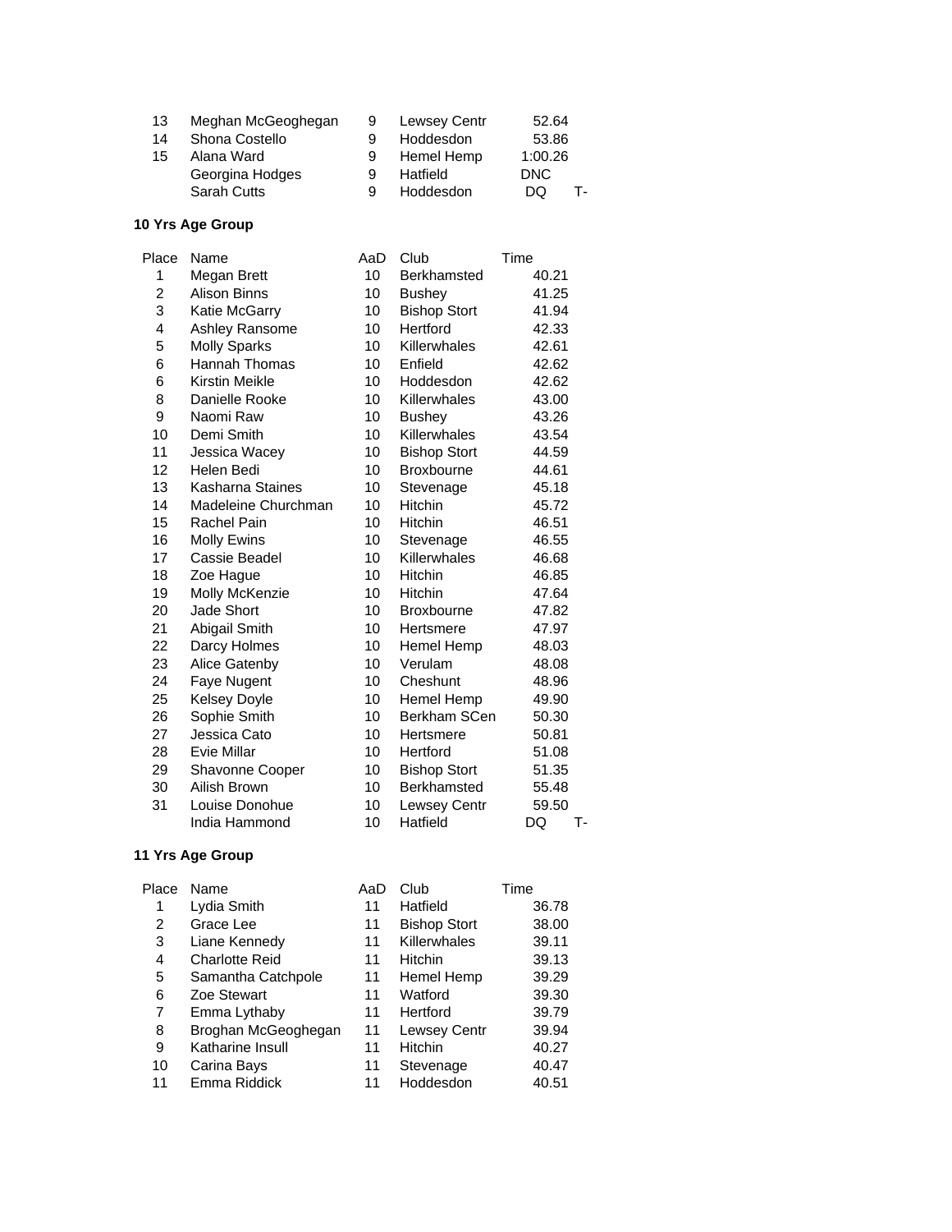| Place | Name | AaD | Club | Time | |
|---|---|---|---|---|---|
| 13 | Meghan McGeoghegan | 9 | Lewsey Centr | 52.64 | |
| 14 | Shona Costello | 9 | Hoddesdon | 53.86 | |
| 15 | Alana Ward | 9 | Hemel Hemp | 1:00.26 | |
| | Georgina Hodges | 9 | Hatfield | DNC | |
| | Sarah Cutts | 9 | Hoddesdon | DQ | T- |

**10 Yrs Age Group**

| Place | Name | AaD | Club | Time | |
|---|---|---|---|---|---|
| 1 | Megan Brett | 10 | Berkhamsted | 40.21 | |
| 2 | Alison Binns | 10 | Bushey | 41.25 | |
| 3 | Katie McGarry | 10 | Bishop Stort | 41.94 | |
| 4 | Ashley Ransome | 10 | Hertford | 42.33 | |
| 5 | Molly Sparks | 10 | Killerwhales | 42.61 | |
| 6 | Hannah Thomas | 10 | Enfield | 42.62 | |
| 6 | Kirstin Meikle | 10 | Hoddesdon | 42.62 | |
| 8 | Danielle Rooke | 10 | Killerwhales | 43.00 | |
| 9 | Naomi Raw | 10 | Bushey | 43.26 | |
| 10 | Demi Smith | 10 | Killerwhales | 43.54 | |
| 11 | Jessica Wacey | 10 | Bishop Stort | 44.59 | |
| 12 | Helen Bedi | 10 | Broxbourne | 44.61 | |
| 13 | Kasharna Staines | 10 | Stevenage | 45.18 | |
| 14 | Madeleine Churchman | 10 | Hitchin | 45.72 | |
| 15 | Rachel Pain | 10 | Hitchin | 46.51 | |
| 16 | Molly Ewins | 10 | Stevenage | 46.55 | |
| 17 | Cassie Beadel | 10 | Killerwhales | 46.68 | |
| 18 | Zoe Hague | 10 | Hitchin | 46.85 | |
| 19 | Molly McKenzie | 10 | Hitchin | 47.64 | |
| 20 | Jade Short | 10 | Broxbourne | 47.82 | |
| 21 | Abigail Smith | 10 | Hertsmere | 47.97 | |
| 22 | Darcy Holmes | 10 | Hemel Hemp | 48.03 | |
| 23 | Alice Gatenby | 10 | Verulam | 48.08 | |
| 24 | Faye Nugent | 10 | Cheshunt | 48.96 | |
| 25 | Kelsey Doyle | 10 | Hemel Hemp | 49.90 | |
| 26 | Sophie Smith | 10 | Berkham SCen | 50.30 | |
| 27 | Jessica Cato | 10 | Hertsmere | 50.81 | |
| 28 | Evie Millar | 10 | Hertford | 51.08 | |
| 29 | Shavonne Cooper | 10 | Bishop Stort | 51.35 | |
| 30 | Ailish Brown | 10 | Berkhamsted | 55.48 | |
| 31 | Louise Donohue | 10 | Lewsey Centr | 59.50 | |
| | India Hammond | 10 | Hatfield | DQ | T- |

**11 Yrs Age Group**

| Place | Name | AaD | Club | Time |
|---|---|---|---|---|
| 1 | Lydia Smith | 11 | Hatfield | 36.78 |
| 2 | Grace Lee | 11 | Bishop Stort | 38.00 |
| 3 | Liane Kennedy | 11 | Killerwhales | 39.11 |
| 4 | Charlotte Reid | 11 | Hitchin | 39.13 |
| 5 | Samantha Catchpole | 11 | Hemel Hemp | 39.29 |
| 6 | Zoe Stewart | 11 | Watford | 39.30 |
| 7 | Emma Lythaby | 11 | Hertford | 39.79 |
| 8 | Broghan McGeoghegan | 11 | Lewsey Centr | 39.94 |
| 9 | Katharine Insull | 11 | Hitchin | 40.27 |
| 10 | Carina Bays | 11 | Stevenage | 40.47 |
| 11 | Emma Riddick | 11 | Hoddesdon | 40.51 |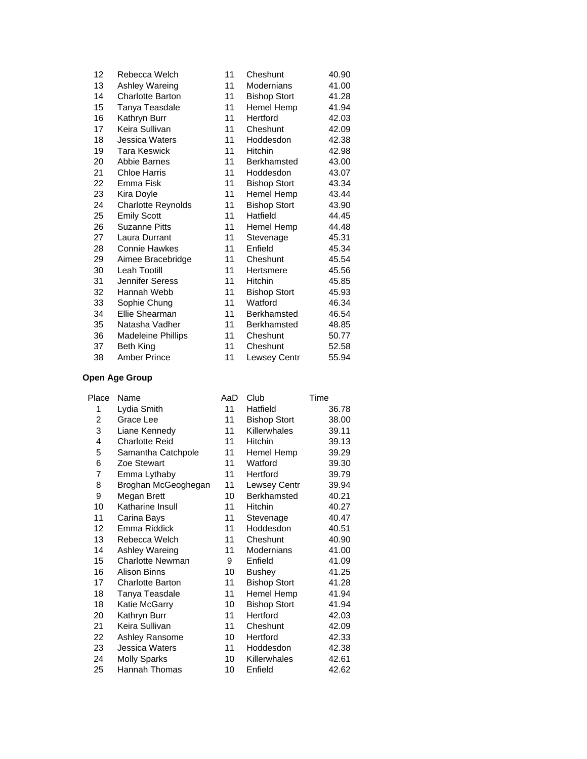| Place | Name | AaD | Club | Time |
|---|---|---|---|---|
| 12 | Rebecca Welch | 11 | Cheshunt | 40.90 |
| 13 | Ashley Wareing | 11 | Modernians | 41.00 |
| 14 | Charlotte Barton | 11 | Bishop Stort | 41.28 |
| 15 | Tanya Teasdale | 11 | Hemel Hemp | 41.94 |
| 16 | Kathryn Burr | 11 | Hertford | 42.03 |
| 17 | Keira Sullivan | 11 | Cheshunt | 42.09 |
| 18 | Jessica Waters | 11 | Hoddesdon | 42.38 |
| 19 | Tara Keswick | 11 | Hitchin | 42.98 |
| 20 | Abbie Barnes | 11 | Berkhamsted | 43.00 |
| 21 | Chloe Harris | 11 | Hoddesdon | 43.07 |
| 22 | Emma Fisk | 11 | Bishop Stort | 43.34 |
| 23 | Kira Doyle | 11 | Hemel Hemp | 43.44 |
| 24 | Charlotte Reynolds | 11 | Bishop Stort | 43.90 |
| 25 | Emily Scott | 11 | Hatfield | 44.45 |
| 26 | Suzanne Pitts | 11 | Hemel Hemp | 44.48 |
| 27 | Laura Durrant | 11 | Stevenage | 45.31 |
| 28 | Connie Hawkes | 11 | Enfield | 45.34 |
| 29 | Aimee Bracebridge | 11 | Cheshunt | 45.54 |
| 30 | Leah Tootill | 11 | Hertsmere | 45.56 |
| 31 | Jennifer Seress | 11 | Hitchin | 45.85 |
| 32 | Hannah Webb | 11 | Bishop Stort | 45.93 |
| 33 | Sophie Chung | 11 | Watford | 46.34 |
| 34 | Ellie Shearman | 11 | Berkhamsted | 46.54 |
| 35 | Natasha Vadher | 11 | Berkhamsted | 48.85 |
| 36 | Madeleine Phillips | 11 | Cheshunt | 50.77 |
| 37 | Beth King | 11 | Cheshunt | 52.58 |
| 38 | Amber Prince | 11 | Lewsey Centr | 55.94 |

**Open Age Group**

| Place | Name | AaD | Club | Time |
|---|---|---|---|---|
| 1 | Lydia Smith | 11 | Hatfield | 36.78 |
| 2 | Grace Lee | 11 | Bishop Stort | 38.00 |
| 3 | Liane Kennedy | 11 | Killerwhales | 39.11 |
| 4 | Charlotte Reid | 11 | Hitchin | 39.13 |
| 5 | Samantha Catchpole | 11 | Hemel Hemp | 39.29 |
| 6 | Zoe Stewart | 11 | Watford | 39.30 |
| 7 | Emma Lythaby | 11 | Hertford | 39.79 |
| 8 | Broghan McGeoghegan | 11 | Lewsey Centr | 39.94 |
| 9 | Megan Brett | 10 | Berkhamsted | 40.21 |
| 10 | Katharine Insull | 11 | Hitchin | 40.27 |
| 11 | Carina Bays | 11 | Stevenage | 40.47 |
| 12 | Emma Riddick | 11 | Hoddesdon | 40.51 |
| 13 | Rebecca Welch | 11 | Cheshunt | 40.90 |
| 14 | Ashley Wareing | 11 | Modernians | 41.00 |
| 15 | Charlotte Newman | 9 | Enfield | 41.09 |
| 16 | Alison Binns | 10 | Bushey | 41.25 |
| 17 | Charlotte Barton | 11 | Bishop Stort | 41.28 |
| 18 | Tanya Teasdale | 11 | Hemel Hemp | 41.94 |
| 18 | Katie McGarry | 10 | Bishop Stort | 41.94 |
| 20 | Kathryn Burr | 11 | Hertford | 42.03 |
| 21 | Keira Sullivan | 11 | Cheshunt | 42.09 |
| 22 | Ashley Ransome | 10 | Hertford | 42.33 |
| 23 | Jessica Waters | 11 | Hoddesdon | 42.38 |
| 24 | Molly Sparks | 10 | Killerwhales | 42.61 |
| 25 | Hannah Thomas | 10 | Enfield | 42.62 |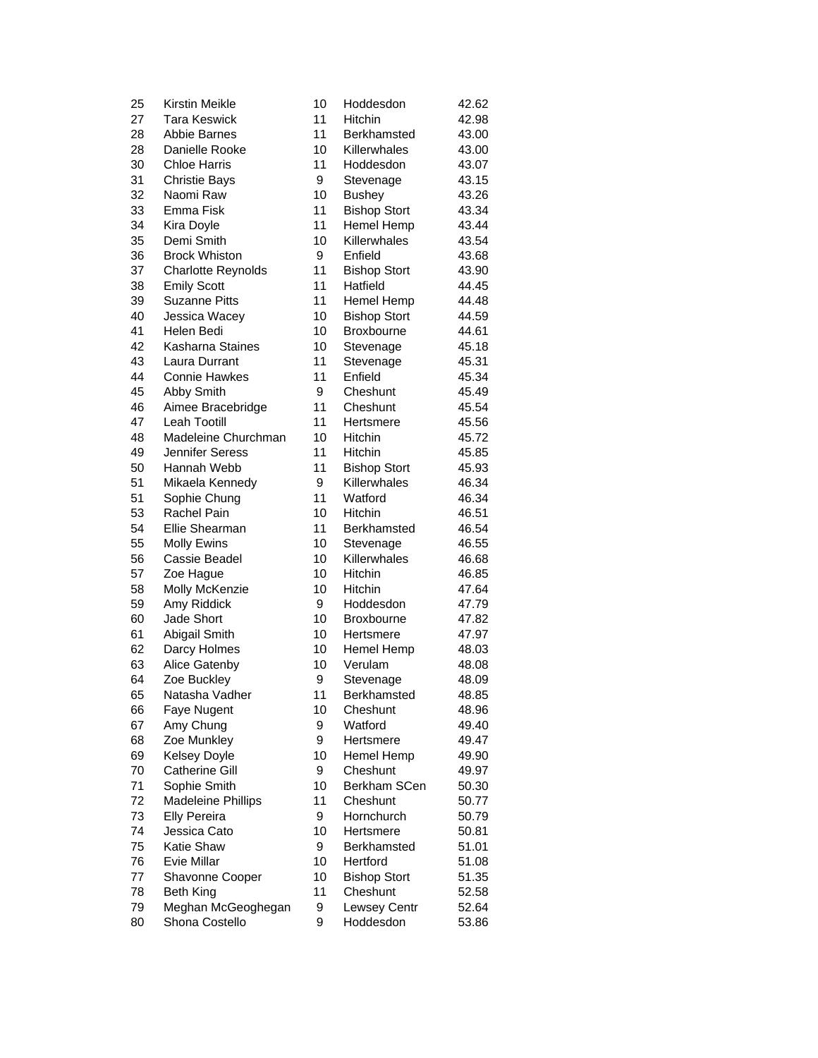| | | | | |
|---|---|---|---|---|
| 25 | Kirstin Meikle | 10 | Hoddesdon | 42.62 |
| 27 | Tara Keswick | 11 | Hitchin | 42.98 |
| 28 | Abbie Barnes | 11 | Berkhamsted | 43.00 |
| 28 | Danielle Rooke | 10 | Killerwhales | 43.00 |
| 30 | Chloe Harris | 11 | Hoddesdon | 43.07 |
| 31 | Christie Bays | 9 | Stevenage | 43.15 |
| 32 | Naomi Raw | 10 | Bushey | 43.26 |
| 33 | Emma Fisk | 11 | Bishop Stort | 43.34 |
| 34 | Kira Doyle | 11 | Hemel Hemp | 43.44 |
| 35 | Demi Smith | 10 | Killerwhales | 43.54 |
| 36 | Brock Whiston | 9 | Enfield | 43.68 |
| 37 | Charlotte Reynolds | 11 | Bishop Stort | 43.90 |
| 38 | Emily Scott | 11 | Hatfield | 44.45 |
| 39 | Suzanne Pitts | 11 | Hemel Hemp | 44.48 |
| 40 | Jessica Wacey | 10 | Bishop Stort | 44.59 |
| 41 | Helen Bedi | 10 | Broxbourne | 44.61 |
| 42 | Kasharna Staines | 10 | Stevenage | 45.18 |
| 43 | Laura Durrant | 11 | Stevenage | 45.31 |
| 44 | Connie Hawkes | 11 | Enfield | 45.34 |
| 45 | Abby Smith | 9 | Cheshunt | 45.49 |
| 46 | Aimee Bracebridge | 11 | Cheshunt | 45.54 |
| 47 | Leah Tootill | 11 | Hertsmere | 45.56 |
| 48 | Madeleine Churchman | 10 | Hitchin | 45.72 |
| 49 | Jennifer Seress | 11 | Hitchin | 45.85 |
| 50 | Hannah Webb | 11 | Bishop Stort | 45.93 |
| 51 | Mikaela Kennedy | 9 | Killerwhales | 46.34 |
| 51 | Sophie Chung | 11 | Watford | 46.34 |
| 53 | Rachel Pain | 10 | Hitchin | 46.51 |
| 54 | Ellie Shearman | 11 | Berkhamsted | 46.54 |
| 55 | Molly Ewins | 10 | Stevenage | 46.55 |
| 56 | Cassie Beadel | 10 | Killerwhales | 46.68 |
| 57 | Zoe Hague | 10 | Hitchin | 46.85 |
| 58 | Molly McKenzie | 10 | Hitchin | 47.64 |
| 59 | Amy Riddick | 9 | Hoddesdon | 47.79 |
| 60 | Jade Short | 10 | Broxbourne | 47.82 |
| 61 | Abigail Smith | 10 | Hertsmere | 47.97 |
| 62 | Darcy Holmes | 10 | Hemel Hemp | 48.03 |
| 63 | Alice Gatenby | 10 | Verulam | 48.08 |
| 64 | Zoe Buckley | 9 | Stevenage | 48.09 |
| 65 | Natasha Vadher | 11 | Berkhamsted | 48.85 |
| 66 | Faye Nugent | 10 | Cheshunt | 48.96 |
| 67 | Amy Chung | 9 | Watford | 49.40 |
| 68 | Zoe Munkley | 9 | Hertsmere | 49.47 |
| 69 | Kelsey Doyle | 10 | Hemel Hemp | 49.90 |
| 70 | Catherine Gill | 9 | Cheshunt | 49.97 |
| 71 | Sophie Smith | 10 | Berkham SCen | 50.30 |
| 72 | Madeleine Phillips | 11 | Cheshunt | 50.77 |
| 73 | Elly Pereira | 9 | Hornchurch | 50.79 |
| 74 | Jessica Cato | 10 | Hertsmere | 50.81 |
| 75 | Katie Shaw | 9 | Berkhamsted | 51.01 |
| 76 | Evie Millar | 10 | Hertford | 51.08 |
| 77 | Shavonne Cooper | 10 | Bishop Stort | 51.35 |
| 78 | Beth King | 11 | Cheshunt | 52.58 |
| 79 | Meghan McGeoghegan | 9 | Lewsey Centr | 52.64 |
| 80 | Shona Costello | 9 | Hoddesdon | 53.86 |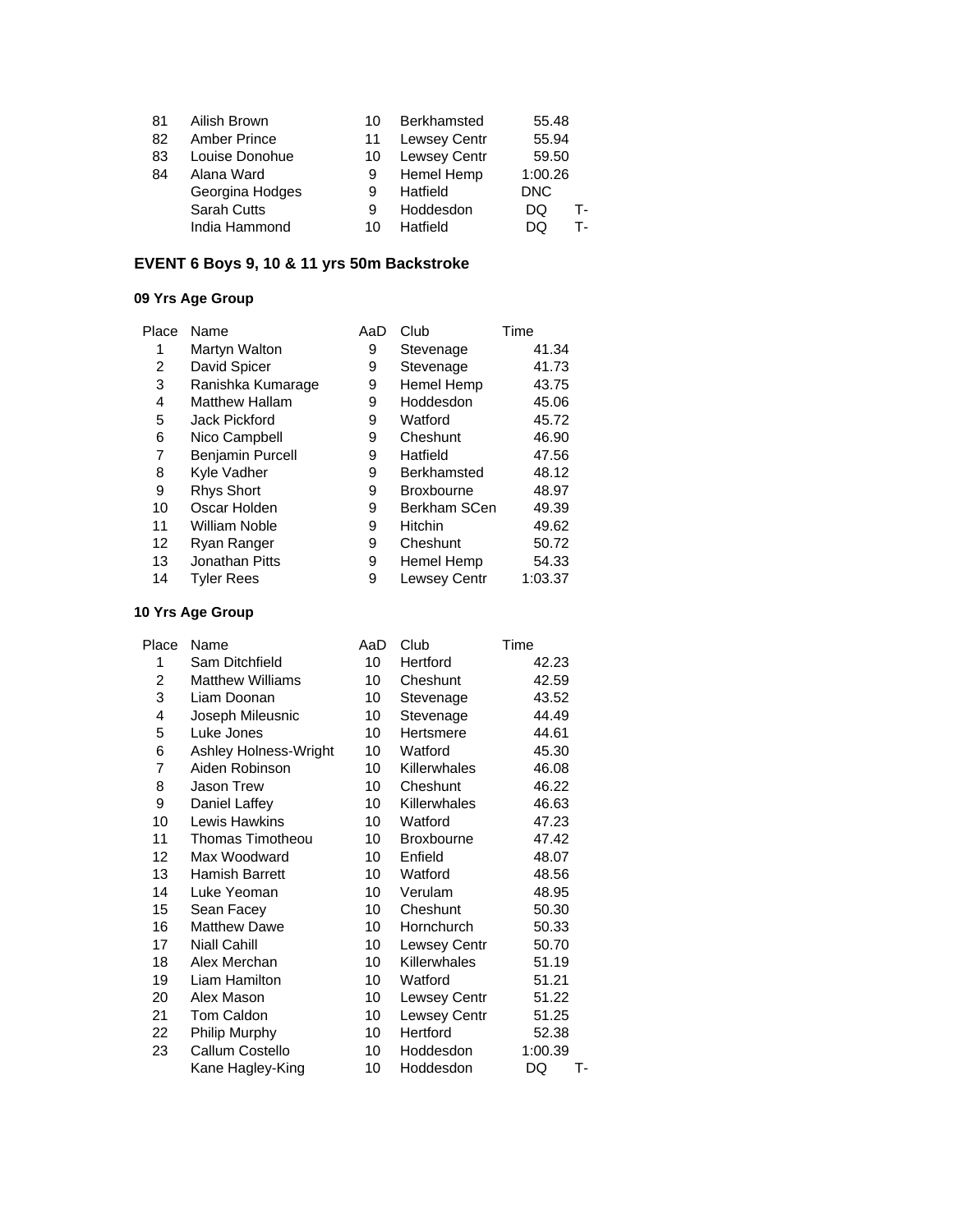| | | | | | |
|---|---|---|---|---|---|
| 81 | Ailish Brown | 10 | Berkhamsted | 55.48 | |
| 82 | Amber Prince | 11 | Lewsey Centr | 55.94 | |
| 83 | Louise Donohue | 10 | Lewsey Centr | 59.50 | |
| 84 | Alana Ward | 9 | Hemel Hemp | 1:00.26 | |
| | Georgina Hodges | 9 | Hatfield | DNC | |
| | Sarah Cutts | 9 | Hoddesdon | DQ | T- |
| | India Hammond | 10 | Hatfield | DQ | T- |

## EVENT 6 Boys 9, 10 & 11 yrs 50m Backstroke

### 09 Yrs Age Group

| Place | Name | AaD | Club | Time |
|---|---|---|---|---|
| 1 | Martyn Walton | 9 | Stevenage | 41.34 |
| 2 | David Spicer | 9 | Stevenage | 41.73 |
| 3 | Ranishka Kumarage | 9 | Hemel Hemp | 43.75 |
| 4 | Matthew Hallam | 9 | Hoddesdon | 45.06 |
| 5 | Jack Pickford | 9 | Watford | 45.72 |
| 6 | Nico Campbell | 9 | Cheshunt | 46.90 |
| 7 | Benjamin Purcell | 9 | Hatfield | 47.56 |
| 8 | Kyle Vadher | 9 | Berkhamsted | 48.12 |
| 9 | Rhys Short | 9 | Broxbourne | 48.97 |
| 10 | Oscar Holden | 9 | Berkham SCen | 49.39 |
| 11 | William Noble | 9 | Hitchin | 49.62 |
| 12 | Ryan Ranger | 9 | Cheshunt | 50.72 |
| 13 | Jonathan Pitts | 9 | Hemel Hemp | 54.33 |
| 14 | Tyler Rees | 9 | Lewsey Centr | 1:03.37 |

### 10 Yrs Age Group

| Place | Name | AaD | Club | Time | |
|---|---|---|---|---|---|
| 1 | Sam Ditchfield | 10 | Hertford | 42.23 | |
| 2 | Matthew Williams | 10 | Cheshunt | 42.59 | |
| 3 | Liam Doonan | 10 | Stevenage | 43.52 | |
| 4 | Joseph Mileusnic | 10 | Stevenage | 44.49 | |
| 5 | Luke Jones | 10 | Hertsmere | 44.61 | |
| 6 | Ashley Holness-Wright | 10 | Watford | 45.30 | |
| 7 | Aiden Robinson | 10 | Killerwhales | 46.08 | |
| 8 | Jason Trew | 10 | Cheshunt | 46.22 | |
| 9 | Daniel Laffey | 10 | Killerwhales | 46.63 | |
| 10 | Lewis Hawkins | 10 | Watford | 47.23 | |
| 11 | Thomas Timotheou | 10 | Broxbourne | 47.42 | |
| 12 | Max Woodward | 10 | Enfield | 48.07 | |
| 13 | Hamish Barrett | 10 | Watford | 48.56 | |
| 14 | Luke Yeoman | 10 | Verulam | 48.95 | |
| 15 | Sean Facey | 10 | Cheshunt | 50.30 | |
| 16 | Matthew Dawe | 10 | Hornchurch | 50.33 | |
| 17 | Niall Cahill | 10 | Lewsey Centr | 50.70 | |
| 18 | Alex Merchan | 10 | Killerwhales | 51.19 | |
| 19 | Liam Hamilton | 10 | Watford | 51.21 | |
| 20 | Alex Mason | 10 | Lewsey Centr | 51.22 | |
| 21 | Tom Caldon | 10 | Lewsey Centr | 51.25 | |
| 22 | Philip Murphy | 10 | Hertford | 52.38 | |
| 23 | Callum Costello | 10 | Hoddesdon | 1:00.39 | |
| | Kane Hagley-King | 10 | Hoddesdon | DQ | T- |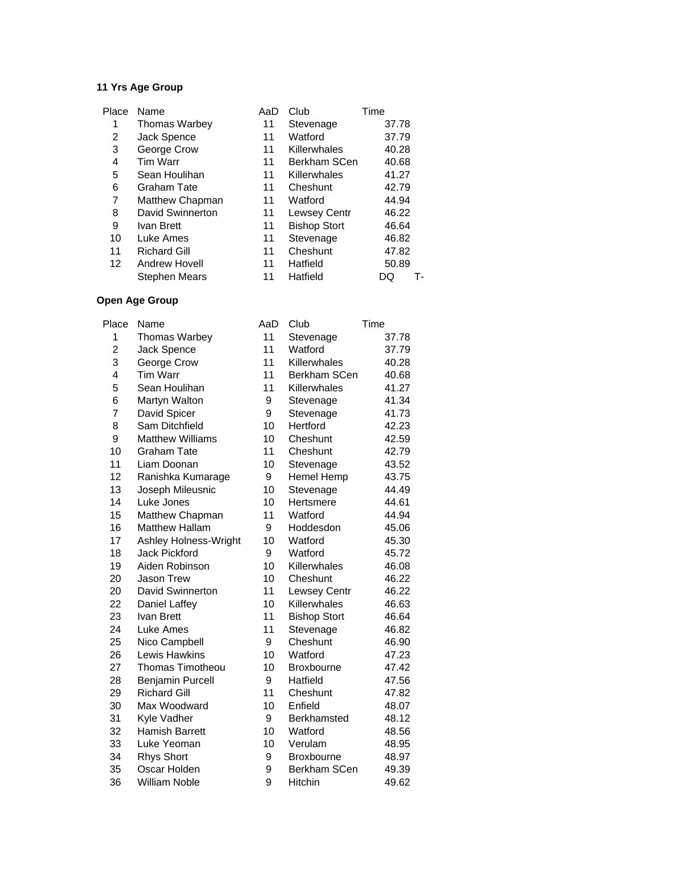**11 Yrs Age Group**

| Place | Name | AaD | Club | Time | |
|---|---|---|---|---|---|
| 1 | Thomas Warbey | 11 | Stevenage | 37.78 | |
| 2 | Jack Spence | 11 | Watford | 37.79 | |
| 3 | George Crow | 11 | Killerwhales | 40.28 | |
| 4 | Tim Warr | 11 | Berkham SCen | 40.68 | |
| 5 | Sean Houlihan | 11 | Killerwhales | 41.27 | |
| 6 | Graham Tate | 11 | Cheshunt | 42.79 | |
| 7 | Matthew Chapman | 11 | Watford | 44.94 | |
| 8 | David Swinnerton | 11 | Lewsey Centr | 46.22 | |
| 9 | Ivan Brett | 11 | Bishop Stort | 46.64 | |
| 10 | Luke Ames | 11 | Stevenage | 46.82 | |
| 11 | Richard Gill | 11 | Cheshunt | 47.82 | |
| 12 | Andrew Hovell | 11 | Hatfield | 50.89 | |
| | Stephen Mears | 11 | Hatfield | DQ | T- |

**Open Age Group**

| Place | Name | AaD | Club | Time |
|---|---|---|---|---|
| 1 | Thomas Warbey | 11 | Stevenage | 37.78 |
| 2 | Jack Spence | 11 | Watford | 37.79 |
| 3 | George Crow | 11 | Killerwhales | 40.28 |
| 4 | Tim Warr | 11 | Berkham SCen | 40.68 |
| 5 | Sean Houlihan | 11 | Killerwhales | 41.27 |
| 6 | Martyn Walton | 9 | Stevenage | 41.34 |
| 7 | David Spicer | 9 | Stevenage | 41.73 |
| 8 | Sam Ditchfield | 10 | Hertford | 42.23 |
| 9 | Matthew Williams | 10 | Cheshunt | 42.59 |
| 10 | Graham Tate | 11 | Cheshunt | 42.79 |
| 11 | Liam Doonan | 10 | Stevenage | 43.52 |
| 12 | Ranishka Kumarage | 9 | Hemel Hemp | 43.75 |
| 13 | Joseph Mileusnic | 10 | Stevenage | 44.49 |
| 14 | Luke Jones | 10 | Hertsmere | 44.61 |
| 15 | Matthew Chapman | 11 | Watford | 44.94 |
| 16 | Matthew Hallam | 9 | Hoddesdon | 45.06 |
| 17 | Ashley Holness-Wright | 10 | Watford | 45.30 |
| 18 | Jack Pickford | 9 | Watford | 45.72 |
| 19 | Aiden Robinson | 10 | Killerwhales | 46.08 |
| 20 | Jason Trew | 10 | Cheshunt | 46.22 |
| 20 | David Swinnerton | 11 | Lewsey Centr | 46.22 |
| 22 | Daniel Laffey | 10 | Killerwhales | 46.63 |
| 23 | Ivan Brett | 11 | Bishop Stort | 46.64 |
| 24 | Luke Ames | 11 | Stevenage | 46.82 |
| 25 | Nico Campbell | 9 | Cheshunt | 46.90 |
| 26 | Lewis Hawkins | 10 | Watford | 47.23 |
| 27 | Thomas Timotheou | 10 | Broxbourne | 47.42 |
| 28 | Benjamin Purcell | 9 | Hatfield | 47.56 |
| 29 | Richard Gill | 11 | Cheshunt | 47.82 |
| 30 | Max Woodward | 10 | Enfield | 48.07 |
| 31 | Kyle Vadher | 9 | Berkhamsted | 48.12 |
| 32 | Hamish Barrett | 10 | Watford | 48.56 |
| 33 | Luke Yeoman | 10 | Verulam | 48.95 |
| 34 | Rhys Short | 9 | Broxbourne | 48.97 |
| 35 | Oscar Holden | 9 | Berkham SCen | 49.39 |
| 36 | William Noble | 9 | Hitchin | 49.62 |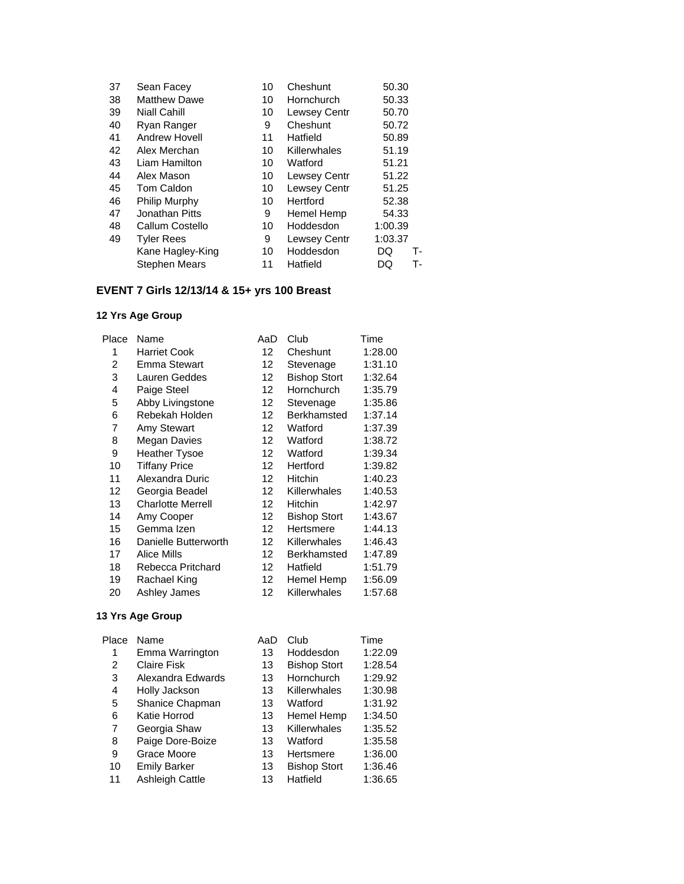| | | | | | |
|---|---|---|---|---|---|
| 37 | Sean Facey | 10 | Cheshunt | 50.30 | |
| 38 | Matthew Dawe | 10 | Hornchurch | 50.33 | |
| 39 | Niall Cahill | 10 | Lewsey Centr | 50.70 | |
| 40 | Ryan Ranger | 9 | Cheshunt | 50.72 | |
| 41 | Andrew Hovell | 11 | Hatfield | 50.89 | |
| 42 | Alex Merchan | 10 | Killerwhales | 51.19 | |
| 43 | Liam Hamilton | 10 | Watford | 51.21 | |
| 44 | Alex Mason | 10 | Lewsey Centr | 51.22 | |
| 45 | Tom Caldon | 10 | Lewsey Centr | 51.25 | |
| 46 | Philip Murphy | 10 | Hertford | 52.38 | |
| 47 | Jonathan Pitts | 9 | Hemel Hemp | 54.33 | |
| 48 | Callum Costello | 10 | Hoddesdon | 1:00.39 | |
| 49 | Tyler Rees | 9 | Lewsey Centr | 1:03.37 | |
| | Kane Hagley-King | 10 | Hoddesdon | DQ | T- |
| | Stephen Mears | 11 | Hatfield | DQ | T- |

## EVENT 7 Girls 12/13/14 & 15+ yrs 100 Breast

### 12 Yrs Age Group

| Place | Name | AaD | Club | Time |
|---|---|---|---|---|
| 1 | Harriet Cook | 12 | Cheshunt | 1:28.00 |
| 2 | Emma Stewart | 12 | Stevenage | 1:31.10 |
| 3 | Lauren Geddes | 12 | Bishop Stort | 1:32.64 |
| 4 | Paige Steel | 12 | Hornchurch | 1:35.79 |
| 5 | Abby Livingstone | 12 | Stevenage | 1:35.86 |
| 6 | Rebekah Holden | 12 | Berkhamsted | 1:37.14 |
| 7 | Amy Stewart | 12 | Watford | 1:37.39 |
| 8 | Megan Davies | 12 | Watford | 1:38.72 |
| 9 | Heather Tysoe | 12 | Watford | 1:39.34 |
| 10 | Tiffany Price | 12 | Hertford | 1:39.82 |
| 11 | Alexandra Duric | 12 | Hitchin | 1:40.23 |
| 12 | Georgia Beadel | 12 | Killerwhales | 1:40.53 |
| 13 | Charlotte Merrell | 12 | Hitchin | 1:42.97 |
| 14 | Amy Cooper | 12 | Bishop Stort | 1:43.67 |
| 15 | Gemma Izen | 12 | Hertsmere | 1:44.13 |
| 16 | Danielle Butterworth | 12 | Killerwhales | 1:46.43 |
| 17 | Alice Mills | 12 | Berkhamsted | 1:47.89 |
| 18 | Rebecca Pritchard | 12 | Hatfield | 1:51.79 |
| 19 | Rachael King | 12 | Hemel Hemp | 1:56.09 |
| 20 | Ashley James | 12 | Killerwhales | 1:57.68 |

### 13 Yrs Age Group

| Place | Name | AaD | Club | Time |
|---|---|---|---|---|
| 1 | Emma Warrington | 13 | Hoddesdon | 1:22.09 |
| 2 | Claire Fisk | 13 | Bishop Stort | 1:28.54 |
| 3 | Alexandra Edwards | 13 | Hornchurch | 1:29.92 |
| 4 | Holly Jackson | 13 | Killerwhales | 1:30.98 |
| 5 | Shanice Chapman | 13 | Watford | 1:31.92 |
| 6 | Katie Horrod | 13 | Hemel Hemp | 1:34.50 |
| 7 | Georgia Shaw | 13 | Killerwhales | 1:35.52 |
| 8 | Paige Dore-Boize | 13 | Watford | 1:35.58 |
| 9 | Grace Moore | 13 | Hertsmere | 1:36.00 |
| 10 | Emily Barker | 13 | Bishop Stort | 1:36.46 |
| 11 | Ashleigh Cattle | 13 | Hatfield | 1:36.65 |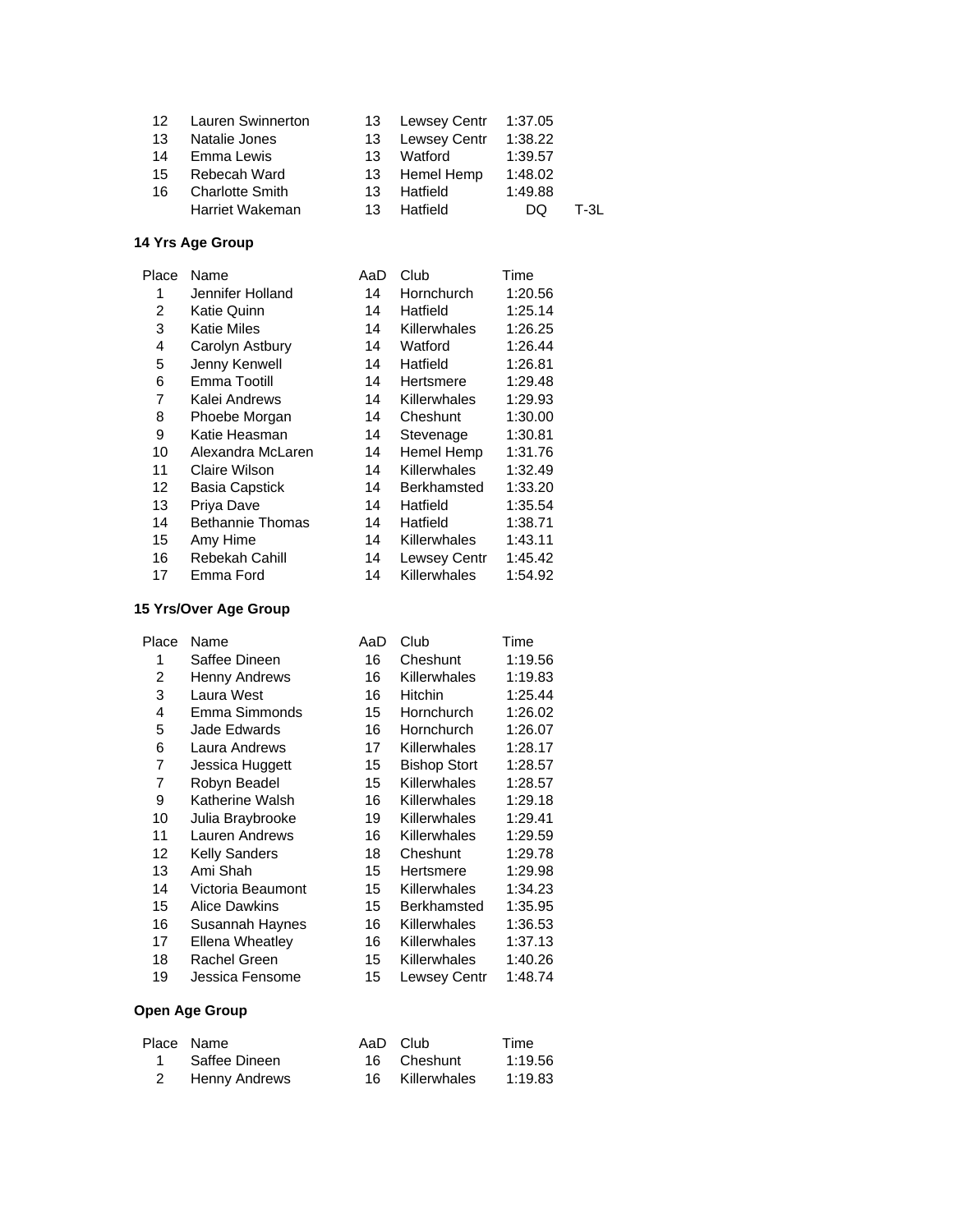| Place | Name | AaD | Club | Time | |
|---|---|---|---|---|---|
| 12 | Lauren Swinnerton | 13 | Lewsey Centr | 1:37.05 | |
| 13 | Natalie Jones | 13 | Lewsey Centr | 1:38.22 | |
| 14 | Emma Lewis | 13 | Watford | 1:39.57 | |
| 15 | Rebecah Ward | 13 | Hemel Hemp | 1:48.02 | |
| 16 | Charlotte Smith | 13 | Hatfield | 1:49.88 | |
| | Harriet Wakeman | 13 | Hatfield | DQ | T-3L |

**14 Yrs Age Group**

| Place | Name | AaD | Club | Time |
|---|---|---|---|---|
| 1 | Jennifer Holland | 14 | Hornchurch | 1:20.56 |
| 2 | Katie Quinn | 14 | Hatfield | 1:25.14 |
| 3 | Katie Miles | 14 | Killerwhales | 1:26.25 |
| 4 | Carolyn Astbury | 14 | Watford | 1:26.44 |
| 5 | Jenny Kenwell | 14 | Hatfield | 1:26.81 |
| 6 | Emma Tootill | 14 | Hertsmere | 1:29.48 |
| 7 | Kalei Andrews | 14 | Killerwhales | 1:29.93 |
| 8 | Phoebe Morgan | 14 | Cheshunt | 1:30.00 |
| 9 | Katie Heasman | 14 | Stevenage | 1:30.81 |
| 10 | Alexandra McLaren | 14 | Hemel Hemp | 1:31.76 |
| 11 | Claire Wilson | 14 | Killerwhales | 1:32.49 |
| 12 | Basia Capstick | 14 | Berkhamsted | 1:33.20 |
| 13 | Priya Dave | 14 | Hatfield | 1:35.54 |
| 14 | Bethannie Thomas | 14 | Hatfield | 1:38.71 |
| 15 | Amy Hime | 14 | Killerwhales | 1:43.11 |
| 16 | Rebekah Cahill | 14 | Lewsey Centr | 1:45.42 |
| 17 | Emma Ford | 14 | Killerwhales | 1:54.92 |

**15 Yrs/Over Age Group**

| Place | Name | AaD | Club | Time |
|---|---|---|---|---|
| 1 | Saffee Dineen | 16 | Cheshunt | 1:19.56 |
| 2 | Henny Andrews | 16 | Killerwhales | 1:19.83 |
| 3 | Laura West | 16 | Hitchin | 1:25.44 |
| 4 | Emma Simmonds | 15 | Hornchurch | 1:26.02 |
| 5 | Jade Edwards | 16 | Hornchurch | 1:26.07 |
| 6 | Laura Andrews | 17 | Killerwhales | 1:28.17 |
| 7 | Jessica Huggett | 15 | Bishop Stort | 1:28.57 |
| 7 | Robyn Beadel | 15 | Killerwhales | 1:28.57 |
| 9 | Katherine Walsh | 16 | Killerwhales | 1:29.18 |
| 10 | Julia Braybrooke | 19 | Killerwhales | 1:29.41 |
| 11 | Lauren Andrews | 16 | Killerwhales | 1:29.59 |
| 12 | Kelly Sanders | 18 | Cheshunt | 1:29.78 |
| 13 | Ami Shah | 15 | Hertsmere | 1:29.98 |
| 14 | Victoria Beaumont | 15 | Killerwhales | 1:34.23 |
| 15 | Alice Dawkins | 15 | Berkhamsted | 1:35.95 |
| 16 | Susannah Haynes | 16 | Killerwhales | 1:36.53 |
| 17 | Ellena Wheatley | 16 | Killerwhales | 1:37.13 |
| 18 | Rachel Green | 15 | Killerwhales | 1:40.26 |
| 19 | Jessica Fensome | 15 | Lewsey Centr | 1:48.74 |

**Open Age Group**

| Place | Name | AaD | Club | Time |
|---|---|---|---|---|
| 1 | Saffee Dineen | 16 | Cheshunt | 1:19.56 |
| 2 | Henny Andrews | 16 | Killerwhales | 1:19.83 |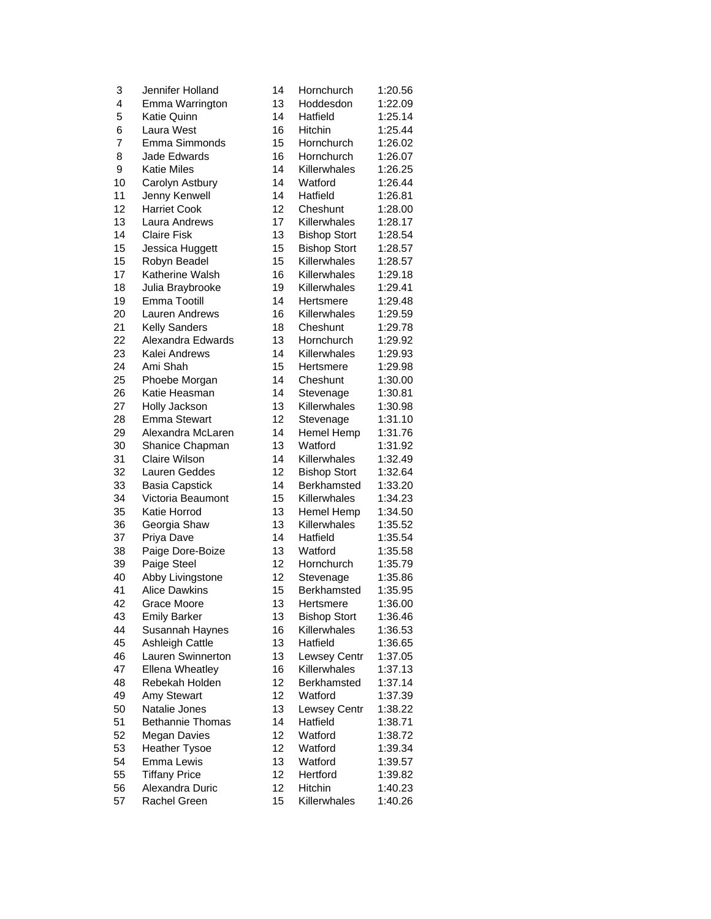| | | | | |
|---|---|---|---|---|
| 3 | Jennifer Holland | 14 | Hornchurch | 1:20.56 |
| 4 | Emma Warrington | 13 | Hoddesdon | 1:22.09 |
| 5 | Katie Quinn | 14 | Hatfield | 1:25.14 |
| 6 | Laura West | 16 | Hitchin | 1:25.44 |
| 7 | Emma Simmonds | 15 | Hornchurch | 1:26.02 |
| 8 | Jade Edwards | 16 | Hornchurch | 1:26.07 |
| 9 | Katie Miles | 14 | Killerwhales | 1:26.25 |
| 10 | Carolyn Astbury | 14 | Watford | 1:26.44 |
| 11 | Jenny Kenwell | 14 | Hatfield | 1:26.81 |
| 12 | Harriet Cook | 12 | Cheshunt | 1:28.00 |
| 13 | Laura Andrews | 17 | Killerwhales | 1:28.17 |
| 14 | Claire Fisk | 13 | Bishop Stort | 1:28.54 |
| 15 | Jessica Huggett | 15 | Bishop Stort | 1:28.57 |
| 15 | Robyn Beadel | 15 | Killerwhales | 1:28.57 |
| 17 | Katherine Walsh | 16 | Killerwhales | 1:29.18 |
| 18 | Julia Braybrooke | 19 | Killerwhales | 1:29.41 |
| 19 | Emma Tootill | 14 | Hertsmere | 1:29.48 |
| 20 | Lauren Andrews | 16 | Killerwhales | 1:29.59 |
| 21 | Kelly Sanders | 18 | Cheshunt | 1:29.78 |
| 22 | Alexandra Edwards | 13 | Hornchurch | 1:29.92 |
| 23 | Kalei Andrews | 14 | Killerwhales | 1:29.93 |
| 24 | Ami Shah | 15 | Hertsmere | 1:29.98 |
| 25 | Phoebe Morgan | 14 | Cheshunt | 1:30.00 |
| 26 | Katie Heasman | 14 | Stevenage | 1:30.81 |
| 27 | Holly Jackson | 13 | Killerwhales | 1:30.98 |
| 28 | Emma Stewart | 12 | Stevenage | 1:31.10 |
| 29 | Alexandra McLaren | 14 | Hemel Hemp | 1:31.76 |
| 30 | Shanice Chapman | 13 | Watford | 1:31.92 |
| 31 | Claire Wilson | 14 | Killerwhales | 1:32.49 |
| 32 | Lauren Geddes | 12 | Bishop Stort | 1:32.64 |
| 33 | Basia Capstick | 14 | Berkhamsted | 1:33.20 |
| 34 | Victoria Beaumont | 15 | Killerwhales | 1:34.23 |
| 35 | Katie Horrod | 13 | Hemel Hemp | 1:34.50 |
| 36 | Georgia Shaw | 13 | Killerwhales | 1:35.52 |
| 37 | Priya Dave | 14 | Hatfield | 1:35.54 |
| 38 | Paige Dore-Boize | 13 | Watford | 1:35.58 |
| 39 | Paige Steel | 12 | Hornchurch | 1:35.79 |
| 40 | Abby Livingstone | 12 | Stevenage | 1:35.86 |
| 41 | Alice Dawkins | 15 | Berkhamsted | 1:35.95 |
| 42 | Grace Moore | 13 | Hertsmere | 1:36.00 |
| 43 | Emily Barker | 13 | Bishop Stort | 1:36.46 |
| 44 | Susannah Haynes | 16 | Killerwhales | 1:36.53 |
| 45 | Ashleigh Cattle | 13 | Hatfield | 1:36.65 |
| 46 | Lauren Swinnerton | 13 | Lewsey Centr | 1:37.05 |
| 47 | Ellena Wheatley | 16 | Killerwhales | 1:37.13 |
| 48 | Rebekah Holden | 12 | Berkhamsted | 1:37.14 |
| 49 | Amy Stewart | 12 | Watford | 1:37.39 |
| 50 | Natalie Jones | 13 | Lewsey Centr | 1:38.22 |
| 51 | Bethannie Thomas | 14 | Hatfield | 1:38.71 |
| 52 | Megan Davies | 12 | Watford | 1:38.72 |
| 53 | Heather Tysoe | 12 | Watford | 1:39.34 |
| 54 | Emma Lewis | 13 | Watford | 1:39.57 |
| 55 | Tiffany Price | 12 | Hertford | 1:39.82 |
| 56 | Alexandra Duric | 12 | Hitchin | 1:40.23 |
| 57 | Rachel Green | 15 | Killerwhales | 1:40.26 |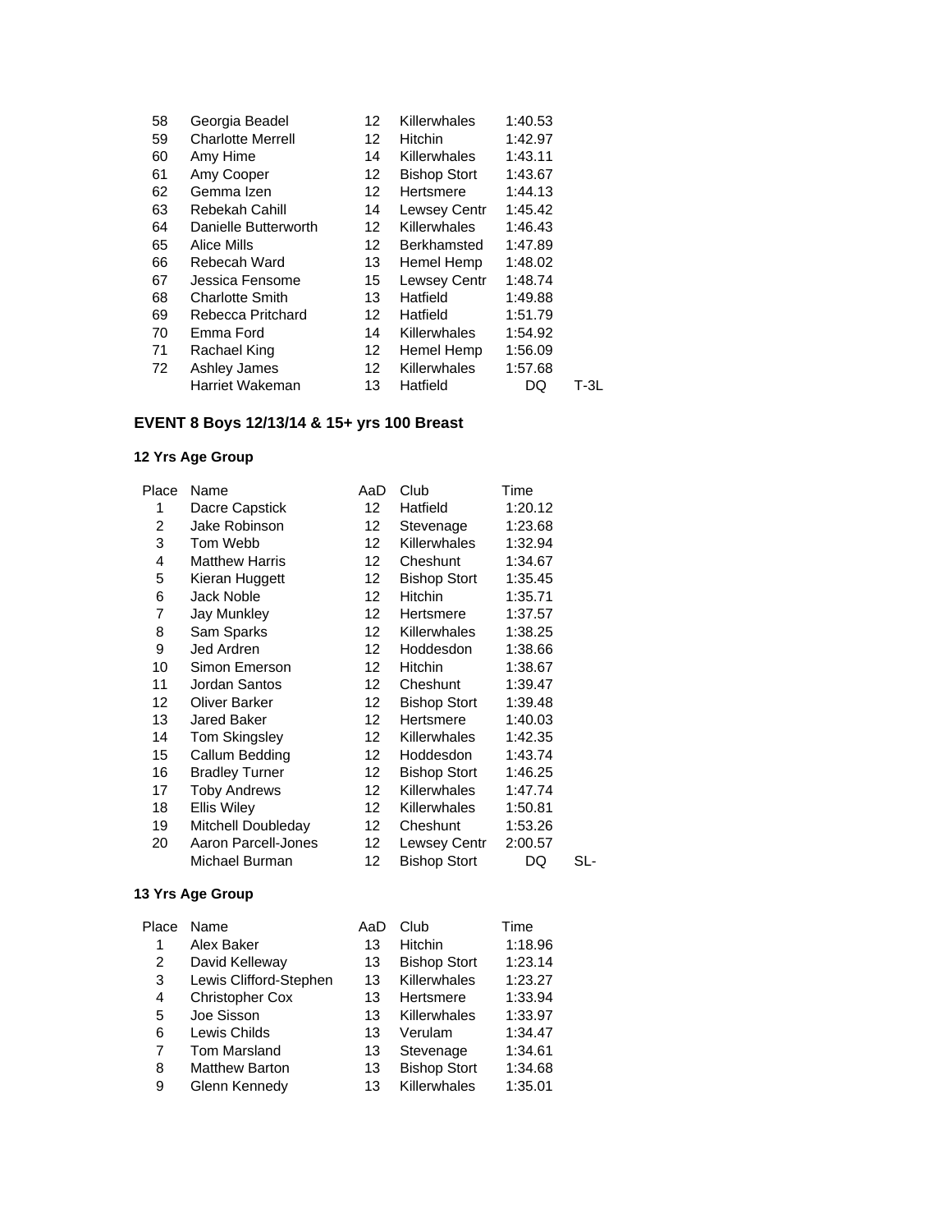| Place | Name | AaD | Club | Time | |
|---|---|---|---|---|---|
| 58 | Georgia Beadel | 12 | Killerwhales | 1:40.53 | |
| 59 | Charlotte Merrell | 12 | Hitchin | 1:42.97 | |
| 60 | Amy Hime | 14 | Killerwhales | 1:43.11 | |
| 61 | Amy Cooper | 12 | Bishop Stort | 1:43.67 | |
| 62 | Gemma Izen | 12 | Hertsmere | 1:44.13 | |
| 63 | Rebekah Cahill | 14 | Lewsey Centr | 1:45.42 | |
| 64 | Danielle Butterworth | 12 | Killerwhales | 1:46.43 | |
| 65 | Alice Mills | 12 | Berkhamsted | 1:47.89 | |
| 66 | Rebecah Ward | 13 | Hemel Hemp | 1:48.02 | |
| 67 | Jessica Fensome | 15 | Lewsey Centr | 1:48.74 | |
| 68 | Charlotte Smith | 13 | Hatfield | 1:49.88 | |
| 69 | Rebecca Pritchard | 12 | Hatfield | 1:51.79 | |
| 70 | Emma Ford | 14 | Killerwhales | 1:54.92 | |
| 71 | Rachael King | 12 | Hemel Hemp | 1:56.09 | |
| 72 | Ashley James | 12 | Killerwhales | 1:57.68 | |
| | Harriet Wakeman | 13 | Hatfield | DQ | T-3L |

## EVENT 8 Boys 12/13/14 & 15+ yrs 100 Breast

### 12 Yrs Age Group

| Place | Name | AaD | Club | Time | |
|---|---|---|---|---|---|
| 1 | Dacre Capstick | 12 | Hatfield | 1:20.12 | |
| 2 | Jake Robinson | 12 | Stevenage | 1:23.68 | |
| 3 | Tom Webb | 12 | Killerwhales | 1:32.94 | |
| 4 | Matthew Harris | 12 | Cheshunt | 1:34.67 | |
| 5 | Kieran Huggett | 12 | Bishop Stort | 1:35.45 | |
| 6 | Jack Noble | 12 | Hitchin | 1:35.71 | |
| 7 | Jay Munkley | 12 | Hertsmere | 1:37.57 | |
| 8 | Sam Sparks | 12 | Killerwhales | 1:38.25 | |
| 9 | Jed Ardren | 12 | Hoddesdon | 1:38.66 | |
| 10 | Simon Emerson | 12 | Hitchin | 1:38.67 | |
| 11 | Jordan Santos | 12 | Cheshunt | 1:39.47 | |
| 12 | Oliver Barker | 12 | Bishop Stort | 1:39.48 | |
| 13 | Jared Baker | 12 | Hertsmere | 1:40.03 | |
| 14 | Tom Skingsley | 12 | Killerwhales | 1:42.35 | |
| 15 | Callum Bedding | 12 | Hoddesdon | 1:43.74 | |
| 16 | Bradley Turner | 12 | Bishop Stort | 1:46.25 | |
| 17 | Toby Andrews | 12 | Killerwhales | 1:47.74 | |
| 18 | Ellis Wiley | 12 | Killerwhales | 1:50.81 | |
| 19 | Mitchell Doubleday | 12 | Cheshunt | 1:53.26 | |
| 20 | Aaron Parcell-Jones | 12 | Lewsey Centr | 2:00.57 | |
| | Michael Burman | 12 | Bishop Stort | DQ | SL- |

### 13 Yrs Age Group

| Place | Name | AaD | Club | Time |
|---|---|---|---|---|
| 1 | Alex Baker | 13 | Hitchin | 1:18.96 |
| 2 | David Kelleway | 13 | Bishop Stort | 1:23.14 |
| 3 | Lewis Clifford-Stephen | 13 | Killerwhales | 1:23.27 |
| 4 | Christopher Cox | 13 | Hertsmere | 1:33.94 |
| 5 | Joe Sisson | 13 | Killerwhales | 1:33.97 |
| 6 | Lewis Childs | 13 | Verulam | 1:34.47 |
| 7 | Tom Marsland | 13 | Stevenage | 1:34.61 |
| 8 | Matthew Barton | 13 | Bishop Stort | 1:34.68 |
| 9 | Glenn Kennedy | 13 | Killerwhales | 1:35.01 |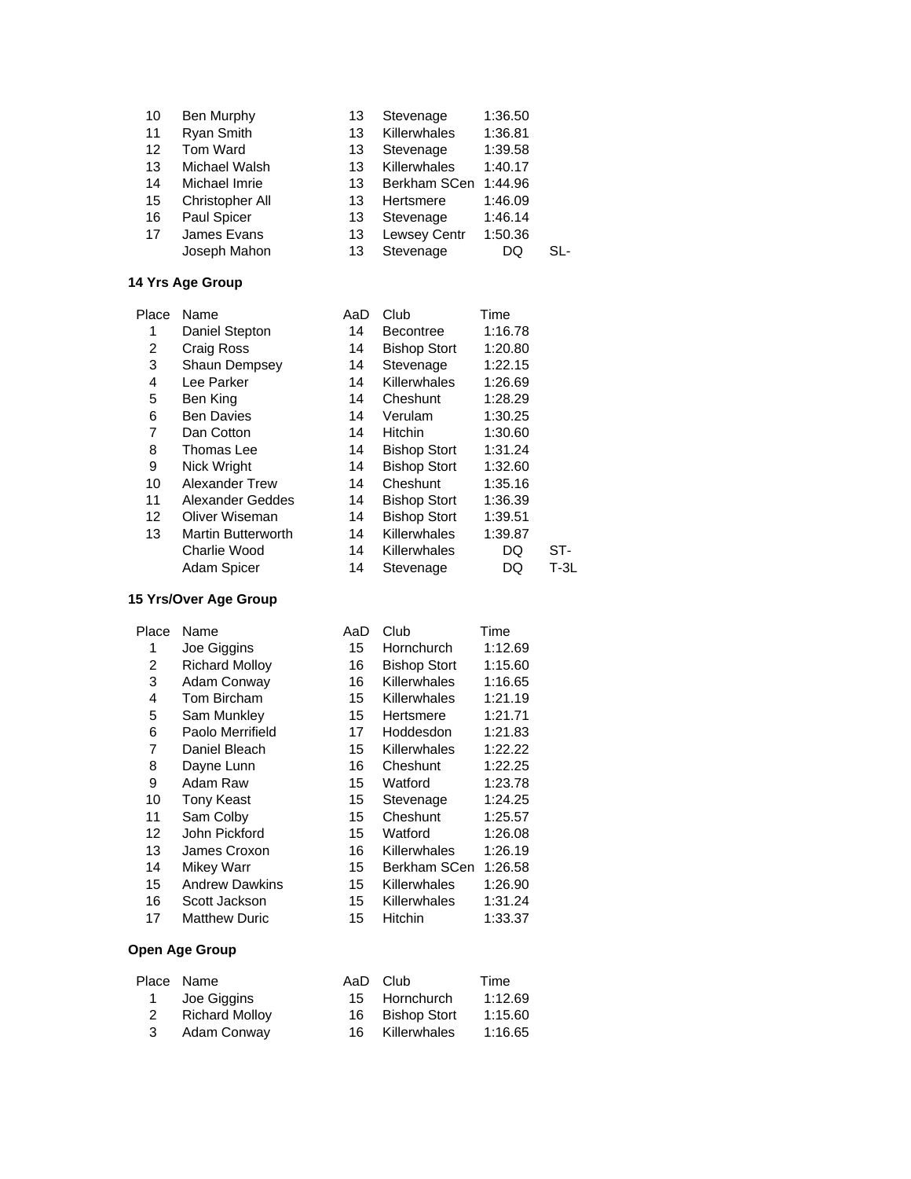| | | | | | |
|---|---|---|---|---|---|
| 10 | Ben Murphy | 13 | Stevenage | 1:36.50 | |
| 11 | Ryan Smith | 13 | Killerwhales | 1:36.81 | |
| 12 | Tom Ward | 13 | Stevenage | 1:39.58 | |
| 13 | Michael Walsh | 13 | Killerwhales | 1:40.17 | |
| 14 | Michael Imrie | 13 | Berkham SCen | 1:44.96 | |
| 15 | Christopher All | 13 | Hertsmere | 1:46.09 | |
| 16 | Paul Spicer | 13 | Stevenage | 1:46.14 | |
| 17 | James Evans | 13 | Lewsey Centr | 1:50.36 | |
| | Joseph Mahon | 13 | Stevenage | DQ | SL- |

**14 Yrs Age Group**

| Place | Name | AaD | Club | Time | |
|---|---|---|---|---|---|
| 1 | Daniel Stepton | 14 | Becontree | 1:16.78 | |
| 2 | Craig Ross | 14 | Bishop Stort | 1:20.80 | |
| 3 | Shaun Dempsey | 14 | Stevenage | 1:22.15 | |
| 4 | Lee Parker | 14 | Killerwhales | 1:26.69 | |
| 5 | Ben King | 14 | Cheshunt | 1:28.29 | |
| 6 | Ben Davies | 14 | Verulam | 1:30.25 | |
| 7 | Dan Cotton | 14 | Hitchin | 1:30.60 | |
| 8 | Thomas Lee | 14 | Bishop Stort | 1:31.24 | |
| 9 | Nick Wright | 14 | Bishop Stort | 1:32.60 | |
| 10 | Alexander Trew | 14 | Cheshunt | 1:35.16 | |
| 11 | Alexander Geddes | 14 | Bishop Stort | 1:36.39 | |
| 12 | Oliver Wiseman | 14 | Bishop Stort | 1:39.51 | |
| 13 | Martin Butterworth | 14 | Killerwhales | 1:39.87 | |
| | Charlie Wood | 14 | Killerwhales | DQ | ST- |
| | Adam Spicer | 14 | Stevenage | DQ | T-3L |

**15 Yrs/Over Age Group**

| Place | Name | AaD | Club | Time |
|---|---|---|---|---|
| 1 | Joe Giggins | 15 | Hornchurch | 1:12.69 |
| 2 | Richard Molloy | 16 | Bishop Stort | 1:15.60 |
| 3 | Adam Conway | 16 | Killerwhales | 1:16.65 |
| 4 | Tom Bircham | 15 | Killerwhales | 1:21.19 |
| 5 | Sam Munkley | 15 | Hertsmere | 1:21.71 |
| 6 | Paolo Merrifield | 17 | Hoddesdon | 1:21.83 |
| 7 | Daniel Bleach | 15 | Killerwhales | 1:22.22 |
| 8 | Dayne Lunn | 16 | Cheshunt | 1:22.25 |
| 9 | Adam Raw | 15 | Watford | 1:23.78 |
| 10 | Tony Keast | 15 | Stevenage | 1:24.25 |
| 11 | Sam Colby | 15 | Cheshunt | 1:25.57 |
| 12 | John Pickford | 15 | Watford | 1:26.08 |
| 13 | James Croxon | 16 | Killerwhales | 1:26.19 |
| 14 | Mikey Warr | 15 | Berkham SCen | 1:26.58 |
| 15 | Andrew Dawkins | 15 | Killerwhales | 1:26.90 |
| 16 | Scott Jackson | 15 | Killerwhales | 1:31.24 |
| 17 | Matthew Duric | 15 | Hitchin | 1:33.37 |

**Open Age Group**

| Place | Name | AaD | Club | Time |
|---|---|---|---|---|
| 1 | Joe Giggins | 15 | Hornchurch | 1:12.69 |
| 2 | Richard Molloy | 16 | Bishop Stort | 1:15.60 |
| 3 | Adam Conway | 16 | Killerwhales | 1:16.65 |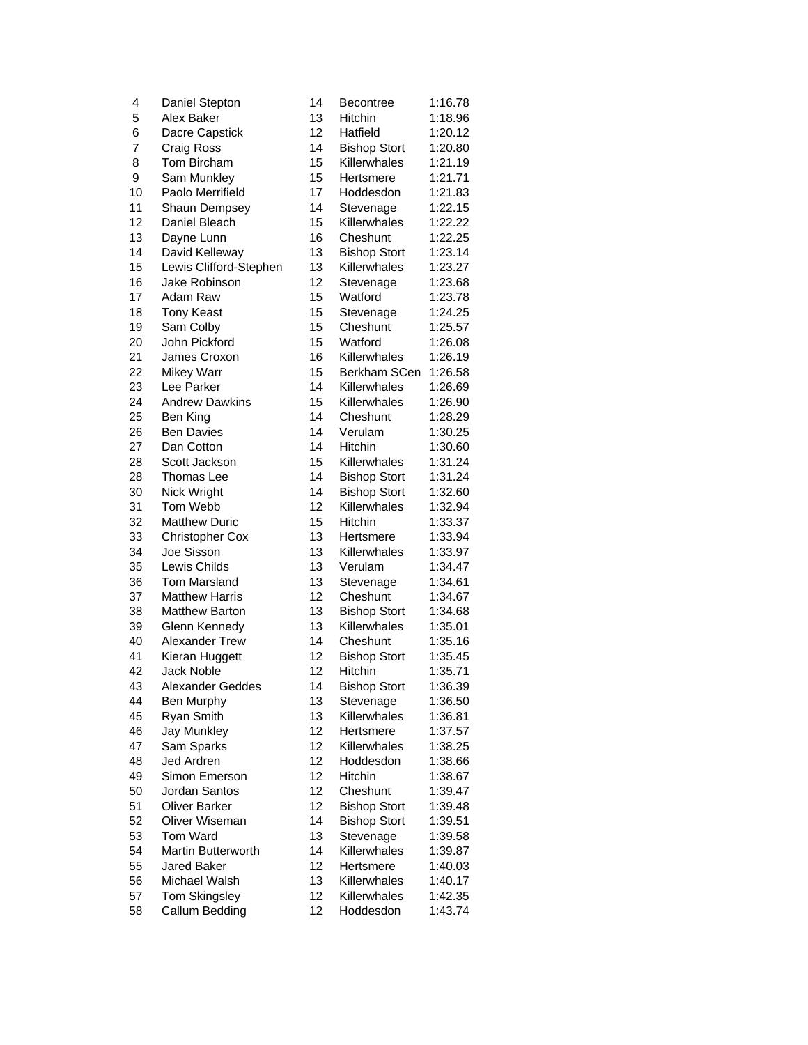| | | | | |
|---|---|---|---|---|
| 4 | Daniel Stepton | 14 | Becontree | 1:16.78 |
| 5 | Alex Baker | 13 | Hitchin | 1:18.96 |
| 6 | Dacre Capstick | 12 | Hatfield | 1:20.12 |
| 7 | Craig Ross | 14 | Bishop Stort | 1:20.80 |
| 8 | Tom Bircham | 15 | Killerwhales | 1:21.19 |
| 9 | Sam Munkley | 15 | Hertsmere | 1:21.71 |
| 10 | Paolo Merrifield | 17 | Hoddesdon | 1:21.83 |
| 11 | Shaun Dempsey | 14 | Stevenage | 1:22.15 |
| 12 | Daniel Bleach | 15 | Killerwhales | 1:22.22 |
| 13 | Dayne Lunn | 16 | Cheshunt | 1:22.25 |
| 14 | David Kelleway | 13 | Bishop Stort | 1:23.14 |
| 15 | Lewis Clifford-Stephen | 13 | Killerwhales | 1:23.27 |
| 16 | Jake Robinson | 12 | Stevenage | 1:23.68 |
| 17 | Adam Raw | 15 | Watford | 1:23.78 |
| 18 | Tony Keast | 15 | Stevenage | 1:24.25 |
| 19 | Sam Colby | 15 | Cheshunt | 1:25.57 |
| 20 | John Pickford | 15 | Watford | 1:26.08 |
| 21 | James Croxon | 16 | Killerwhales | 1:26.19 |
| 22 | Mikey Warr | 15 | Berkham SCen | 1:26.58 |
| 23 | Lee Parker | 14 | Killerwhales | 1:26.69 |
| 24 | Andrew Dawkins | 15 | Killerwhales | 1:26.90 |
| 25 | Ben King | 14 | Cheshunt | 1:28.29 |
| 26 | Ben Davies | 14 | Verulam | 1:30.25 |
| 27 | Dan Cotton | 14 | Hitchin | 1:30.60 |
| 28 | Scott Jackson | 15 | Killerwhales | 1:31.24 |
| 28 | Thomas Lee | 14 | Bishop Stort | 1:31.24 |
| 30 | Nick Wright | 14 | Bishop Stort | 1:32.60 |
| 31 | Tom Webb | 12 | Killerwhales | 1:32.94 |
| 32 | Matthew Duric | 15 | Hitchin | 1:33.37 |
| 33 | Christopher Cox | 13 | Hertsmere | 1:33.94 |
| 34 | Joe Sisson | 13 | Killerwhales | 1:33.97 |
| 35 | Lewis Childs | 13 | Verulam | 1:34.47 |
| 36 | Tom Marsland | 13 | Stevenage | 1:34.61 |
| 37 | Matthew Harris | 12 | Cheshunt | 1:34.67 |
| 38 | Matthew Barton | 13 | Bishop Stort | 1:34.68 |
| 39 | Glenn Kennedy | 13 | Killerwhales | 1:35.01 |
| 40 | Alexander Trew | 14 | Cheshunt | 1:35.16 |
| 41 | Kieran Huggett | 12 | Bishop Stort | 1:35.45 |
| 42 | Jack Noble | 12 | Hitchin | 1:35.71 |
| 43 | Alexander Geddes | 14 | Bishop Stort | 1:36.39 |
| 44 | Ben Murphy | 13 | Stevenage | 1:36.50 |
| 45 | Ryan Smith | 13 | Killerwhales | 1:36.81 |
| 46 | Jay Munkley | 12 | Hertsmere | 1:37.57 |
| 47 | Sam Sparks | 12 | Killerwhales | 1:38.25 |
| 48 | Jed Ardren | 12 | Hoddesdon | 1:38.66 |
| 49 | Simon Emerson | 12 | Hitchin | 1:38.67 |
| 50 | Jordan Santos | 12 | Cheshunt | 1:39.47 |
| 51 | Oliver Barker | 12 | Bishop Stort | 1:39.48 |
| 52 | Oliver Wiseman | 14 | Bishop Stort | 1:39.51 |
| 53 | Tom Ward | 13 | Stevenage | 1:39.58 |
| 54 | Martin Butterworth | 14 | Killerwhales | 1:39.87 |
| 55 | Jared Baker | 12 | Hertsmere | 1:40.03 |
| 56 | Michael Walsh | 13 | Killerwhales | 1:40.17 |
| 57 | Tom Skingsley | 12 | Killerwhales | 1:42.35 |
| 58 | Callum Bedding | 12 | Hoddesdon | 1:43.74 |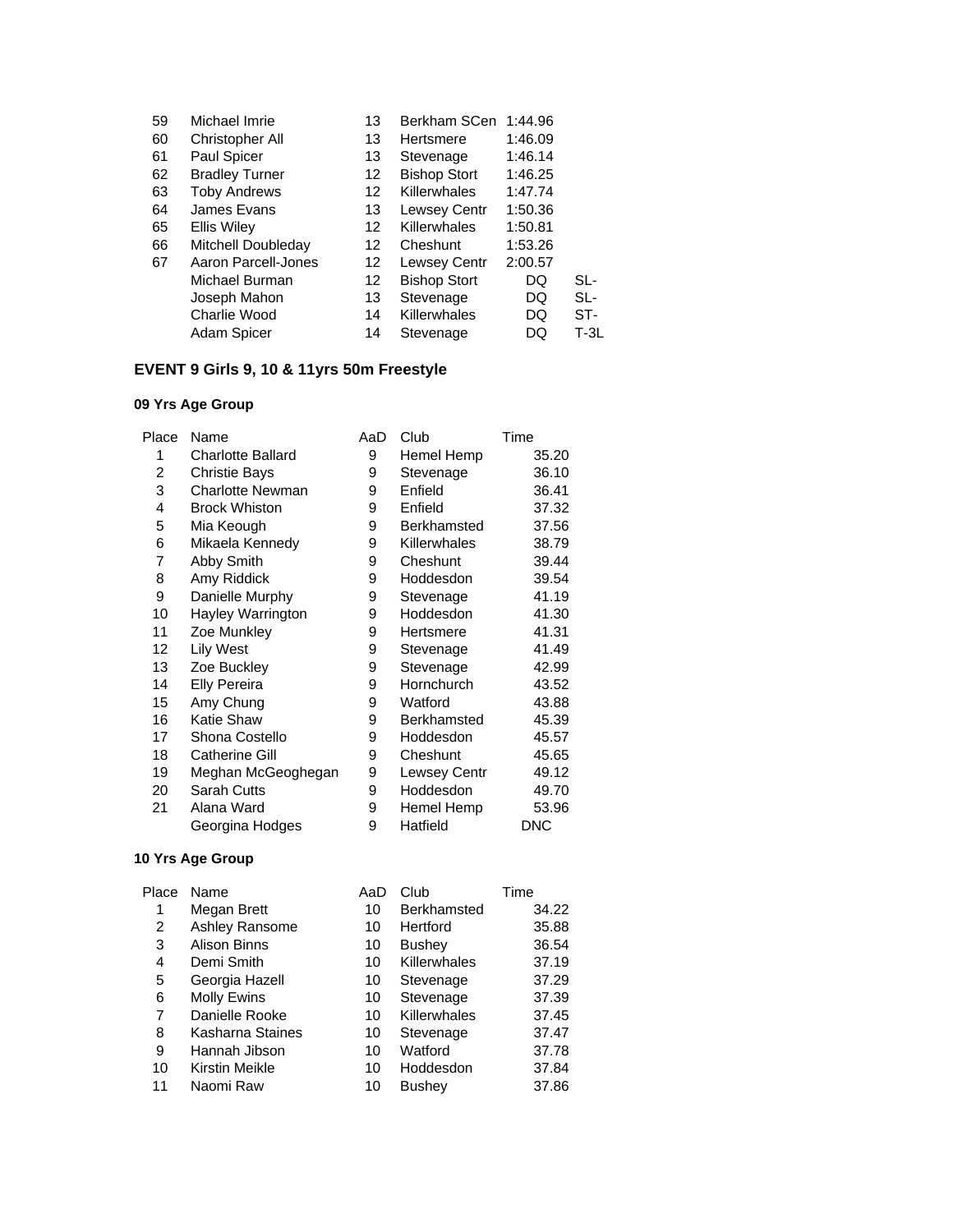| | | | | | |
|---|---|---|---|---|---|
| 59 | Michael Imrie | 13 | Berkham SCen | 1:44.96 | |
| 60 | Christopher All | 13 | Hertsmere | 1:46.09 | |
| 61 | Paul Spicer | 13 | Stevenage | 1:46.14 | |
| 62 | Bradley Turner | 12 | Bishop Stort | 1:46.25 | |
| 63 | Toby Andrews | 12 | Killerwhales | 1:47.74 | |
| 64 | James Evans | 13 | Lewsey Centr | 1:50.36 | |
| 65 | Ellis Wiley | 12 | Killerwhales | 1:50.81 | |
| 66 | Mitchell Doubleday | 12 | Cheshunt | 1:53.26 | |
| 67 | Aaron Parcell-Jones | 12 | Lewsey Centr | 2:00.57 | |
| | Michael Burman | 12 | Bishop Stort | DQ | SL- |
| | Joseph Mahon | 13 | Stevenage | DQ | SL- |
| | Charlie Wood | 14 | Killerwhales | DQ | ST- |
| | Adam Spicer | 14 | Stevenage | DQ | T-3L |

## EVENT 9 Girls 9, 10 & 11yrs 50m Freestyle

### 09 Yrs Age Group

| Place | Name | AaD | Club | Time |
|---|---|---|---|---|
| 1 | Charlotte Ballard | 9 | Hemel Hemp | 35.20 |
| 2 | Christie Bays | 9 | Stevenage | 36.10 |
| 3 | Charlotte Newman | 9 | Enfield | 36.41 |
| 4 | Brock Whiston | 9 | Enfield | 37.32 |
| 5 | Mia Keough | 9 | Berkhamsted | 37.56 |
| 6 | Mikaela Kennedy | 9 | Killerwhales | 38.79 |
| 7 | Abby Smith | 9 | Cheshunt | 39.44 |
| 8 | Amy Riddick | 9 | Hoddesdon | 39.54 |
| 9 | Danielle Murphy | 9 | Stevenage | 41.19 |
| 10 | Hayley Warrington | 9 | Hoddesdon | 41.30 |
| 11 | Zoe Munkley | 9 | Hertsmere | 41.31 |
| 12 | Lily West | 9 | Stevenage | 41.49 |
| 13 | Zoe Buckley | 9 | Stevenage | 42.99 |
| 14 | Elly Pereira | 9 | Hornchurch | 43.52 |
| 15 | Amy Chung | 9 | Watford | 43.88 |
| 16 | Katie Shaw | 9 | Berkhamsted | 45.39 |
| 17 | Shona Costello | 9 | Hoddesdon | 45.57 |
| 18 | Catherine Gill | 9 | Cheshunt | 45.65 |
| 19 | Meghan McGeoghegan | 9 | Lewsey Centr | 49.12 |
| 20 | Sarah Cutts | 9 | Hoddesdon | 49.70 |
| 21 | Alana Ward | 9 | Hemel Hemp | 53.96 |
| | Georgina Hodges | 9 | Hatfield | DNC |

### 10 Yrs Age Group

| Place | Name | AaD | Club | Time |
|---|---|---|---|---|
| 1 | Megan Brett | 10 | Berkhamsted | 34.22 |
| 2 | Ashley Ransome | 10 | Hertford | 35.88 |
| 3 | Alison Binns | 10 | Bushey | 36.54 |
| 4 | Demi Smith | 10 | Killerwhales | 37.19 |
| 5 | Georgia Hazell | 10 | Stevenage | 37.29 |
| 6 | Molly Ewins | 10 | Stevenage | 37.39 |
| 7 | Danielle Rooke | 10 | Killerwhales | 37.45 |
| 8 | Kasharna Staines | 10 | Stevenage | 37.47 |
| 9 | Hannah Jibson | 10 | Watford | 37.78 |
| 10 | Kirstin Meikle | 10 | Hoddesdon | 37.84 |
| 11 | Naomi Raw | 10 | Bushey | 37.86 |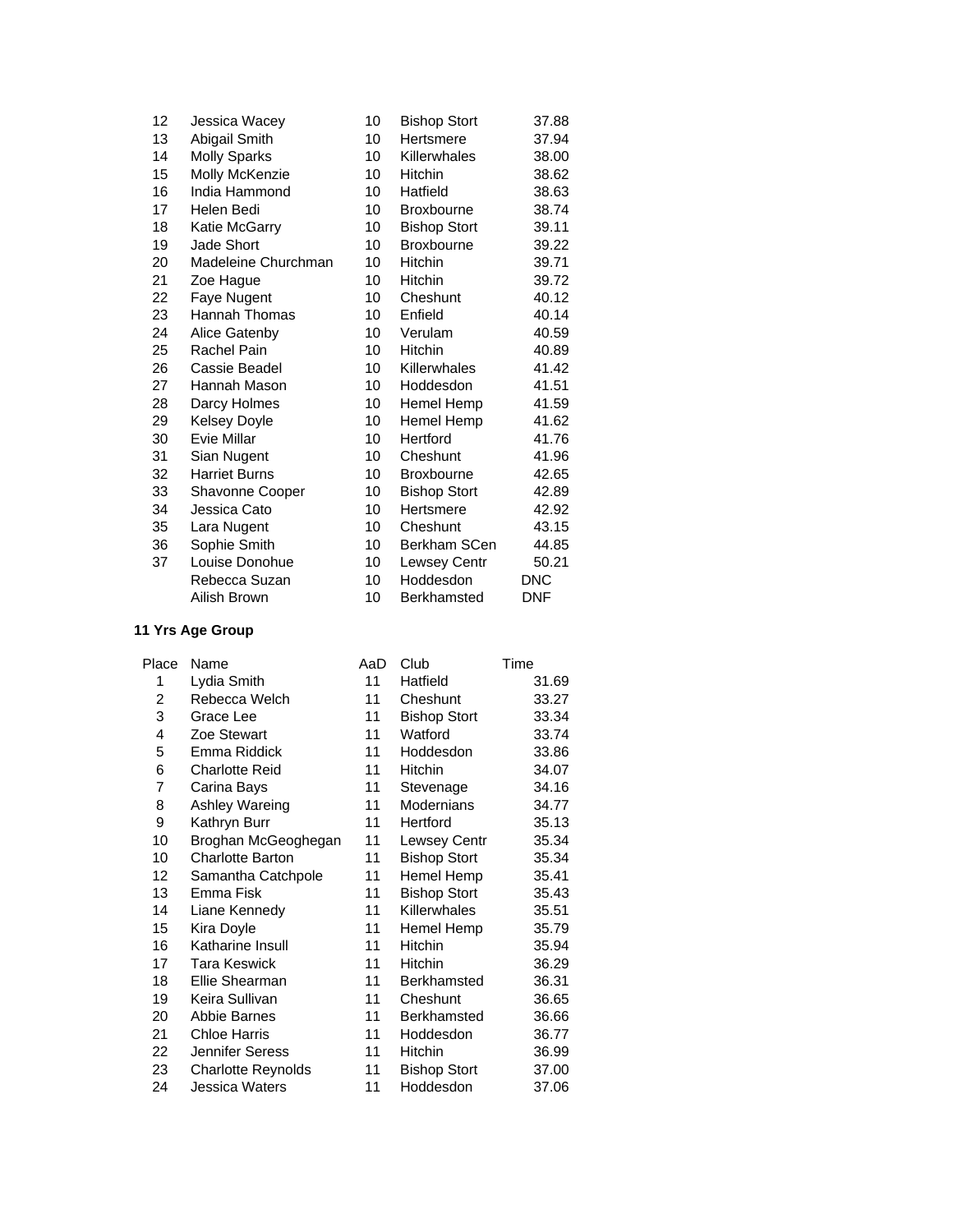| | | | | |
|---|---|---|---|---|
| 12 | Jessica Wacey | 10 | Bishop Stort | 37.88 |
| 13 | Abigail Smith | 10 | Hertsmere | 37.94 |
| 14 | Molly Sparks | 10 | Killerwhales | 38.00 |
| 15 | Molly McKenzie | 10 | Hitchin | 38.62 |
| 16 | India Hammond | 10 | Hatfield | 38.63 |
| 17 | Helen Bedi | 10 | Broxbourne | 38.74 |
| 18 | Katie McGarry | 10 | Bishop Stort | 39.11 |
| 19 | Jade Short | 10 | Broxbourne | 39.22 |
| 20 | Madeleine Churchman | 10 | Hitchin | 39.71 |
| 21 | Zoe Hague | 10 | Hitchin | 39.72 |
| 22 | Faye Nugent | 10 | Cheshunt | 40.12 |
| 23 | Hannah Thomas | 10 | Enfield | 40.14 |
| 24 | Alice Gatenby | 10 | Verulam | 40.59 |
| 25 | Rachel Pain | 10 | Hitchin | 40.89 |
| 26 | Cassie Beadel | 10 | Killerwhales | 41.42 |
| 27 | Hannah Mason | 10 | Hoddesdon | 41.51 |
| 28 | Darcy Holmes | 10 | Hemel Hemp | 41.59 |
| 29 | Kelsey Doyle | 10 | Hemel Hemp | 41.62 |
| 30 | Evie Millar | 10 | Hertford | 41.76 |
| 31 | Sian Nugent | 10 | Cheshunt | 41.96 |
| 32 | Harriet Burns | 10 | Broxbourne | 42.65 |
| 33 | Shavonne Cooper | 10 | Bishop Stort | 42.89 |
| 34 | Jessica Cato | 10 | Hertsmere | 42.92 |
| 35 | Lara Nugent | 10 | Cheshunt | 43.15 |
| 36 | Sophie Smith | 10 | Berkham SCen | 44.85 |
| 37 | Louise Donohue | 10 | Lewsey Centr | 50.21 |
| | Rebecca Suzan | 10 | Hoddesdon | DNC |
| | Ailish Brown | 10 | Berkhamsted | DNF |

**11 Yrs Age Group**

| Place | Name | AaD | Club | Time |
|---|---|---|---|---|
| 1 | Lydia Smith | 11 | Hatfield | 31.69 |
| 2 | Rebecca Welch | 11 | Cheshunt | 33.27 |
| 3 | Grace Lee | 11 | Bishop Stort | 33.34 |
| 4 | Zoe Stewart | 11 | Watford | 33.74 |
| 5 | Emma Riddick | 11 | Hoddesdon | 33.86 |
| 6 | Charlotte Reid | 11 | Hitchin | 34.07 |
| 7 | Carina Bays | 11 | Stevenage | 34.16 |
| 8 | Ashley Wareing | 11 | Modernians | 34.77 |
| 9 | Kathryn Burr | 11 | Hertford | 35.13 |
| 10 | Broghan McGeoghegan | 11 | Lewsey Centr | 35.34 |
| 10 | Charlotte Barton | 11 | Bishop Stort | 35.34 |
| 12 | Samantha Catchpole | 11 | Hemel Hemp | 35.41 |
| 13 | Emma Fisk | 11 | Bishop Stort | 35.43 |
| 14 | Liane Kennedy | 11 | Killerwhales | 35.51 |
| 15 | Kira Doyle | 11 | Hemel Hemp | 35.79 |
| 16 | Katharine Insull | 11 | Hitchin | 35.94 |
| 17 | Tara Keswick | 11 | Hitchin | 36.29 |
| 18 | Ellie Shearman | 11 | Berkhamsted | 36.31 |
| 19 | Keira Sullivan | 11 | Cheshunt | 36.65 |
| 20 | Abbie Barnes | 11 | Berkhamsted | 36.66 |
| 21 | Chloe Harris | 11 | Hoddesdon | 36.77 |
| 22 | Jennifer Seress | 11 | Hitchin | 36.99 |
| 23 | Charlotte Reynolds | 11 | Bishop Stort | 37.00 |
| 24 | Jessica Waters | 11 | Hoddesdon | 37.06 |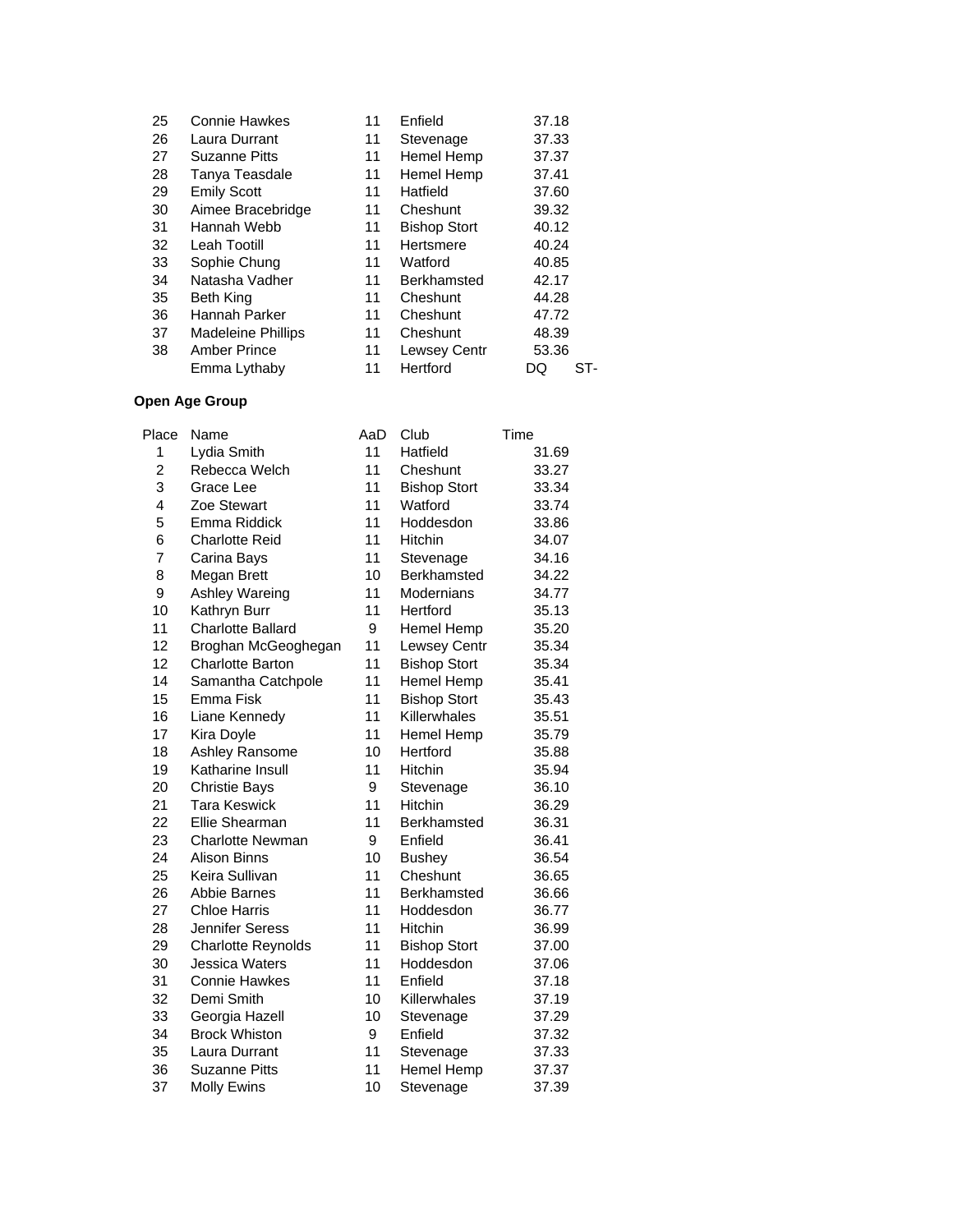| | | | | | |
|---|---|---|---|---|---|
| 25 | Connie Hawkes | 11 | Enfield | 37.18 | |
| 26 | Laura Durrant | 11 | Stevenage | 37.33 | |
| 27 | Suzanne Pitts | 11 | Hemel Hemp | 37.37 | |
| 28 | Tanya Teasdale | 11 | Hemel Hemp | 37.41 | |
| 29 | Emily Scott | 11 | Hatfield | 37.60 | |
| 30 | Aimee Bracebridge | 11 | Cheshunt | 39.32 | |
| 31 | Hannah Webb | 11 | Bishop Stort | 40.12 | |
| 32 | Leah Tootill | 11 | Hertsmere | 40.24 | |
| 33 | Sophie Chung | 11 | Watford | 40.85 | |
| 34 | Natasha Vadher | 11 | Berkhamsted | 42.17 | |
| 35 | Beth King | 11 | Cheshunt | 44.28 | |
| 36 | Hannah Parker | 11 | Cheshunt | 47.72 | |
| 37 | Madeleine Phillips | 11 | Cheshunt | 48.39 | |
| 38 | Amber Prince | 11 | Lewsey Centr | 53.36 | |
| | Emma Lythaby | 11 | Hertford | DQ | ST- |

**Open Age Group**

| Place | Name | AaD | Club | Time |
|---|---|---|---|---|
| 1 | Lydia Smith | 11 | Hatfield | 31.69 |
| 2 | Rebecca Welch | 11 | Cheshunt | 33.27 |
| 3 | Grace Lee | 11 | Bishop Stort | 33.34 |
| 4 | Zoe Stewart | 11 | Watford | 33.74 |
| 5 | Emma Riddick | 11 | Hoddesdon | 33.86 |
| 6 | Charlotte Reid | 11 | Hitchin | 34.07 |
| 7 | Carina Bays | 11 | Stevenage | 34.16 |
| 8 | Megan Brett | 10 | Berkhamsted | 34.22 |
| 9 | Ashley Wareing | 11 | Modernians | 34.77 |
| 10 | Kathryn Burr | 11 | Hertford | 35.13 |
| 11 | Charlotte Ballard | 9 | Hemel Hemp | 35.20 |
| 12 | Broghan McGeoghegan | 11 | Lewsey Centr | 35.34 |
| 12 | Charlotte Barton | 11 | Bishop Stort | 35.34 |
| 14 | Samantha Catchpole | 11 | Hemel Hemp | 35.41 |
| 15 | Emma Fisk | 11 | Bishop Stort | 35.43 |
| 16 | Liane Kennedy | 11 | Killerwhales | 35.51 |
| 17 | Kira Doyle | 11 | Hemel Hemp | 35.79 |
| 18 | Ashley Ransome | 10 | Hertford | 35.88 |
| 19 | Katharine Insull | 11 | Hitchin | 35.94 |
| 20 | Christie Bays | 9 | Stevenage | 36.10 |
| 21 | Tara Keswick | 11 | Hitchin | 36.29 |
| 22 | Ellie Shearman | 11 | Berkhamsted | 36.31 |
| 23 | Charlotte Newman | 9 | Enfield | 36.41 |
| 24 | Alison Binns | 10 | Bushey | 36.54 |
| 25 | Keira Sullivan | 11 | Cheshunt | 36.65 |
| 26 | Abbie Barnes | 11 | Berkhamsted | 36.66 |
| 27 | Chloe Harris | 11 | Hoddesdon | 36.77 |
| 28 | Jennifer Seress | 11 | Hitchin | 36.99 |
| 29 | Charlotte Reynolds | 11 | Bishop Stort | 37.00 |
| 30 | Jessica Waters | 11 | Hoddesdon | 37.06 |
| 31 | Connie Hawkes | 11 | Enfield | 37.18 |
| 32 | Demi Smith | 10 | Killerwhales | 37.19 |
| 33 | Georgia Hazell | 10 | Stevenage | 37.29 |
| 34 | Brock Whiston | 9 | Enfield | 37.32 |
| 35 | Laura Durrant | 11 | Stevenage | 37.33 |
| 36 | Suzanne Pitts | 11 | Hemel Hemp | 37.37 |
| 37 | Molly Ewins | 10 | Stevenage | 37.39 |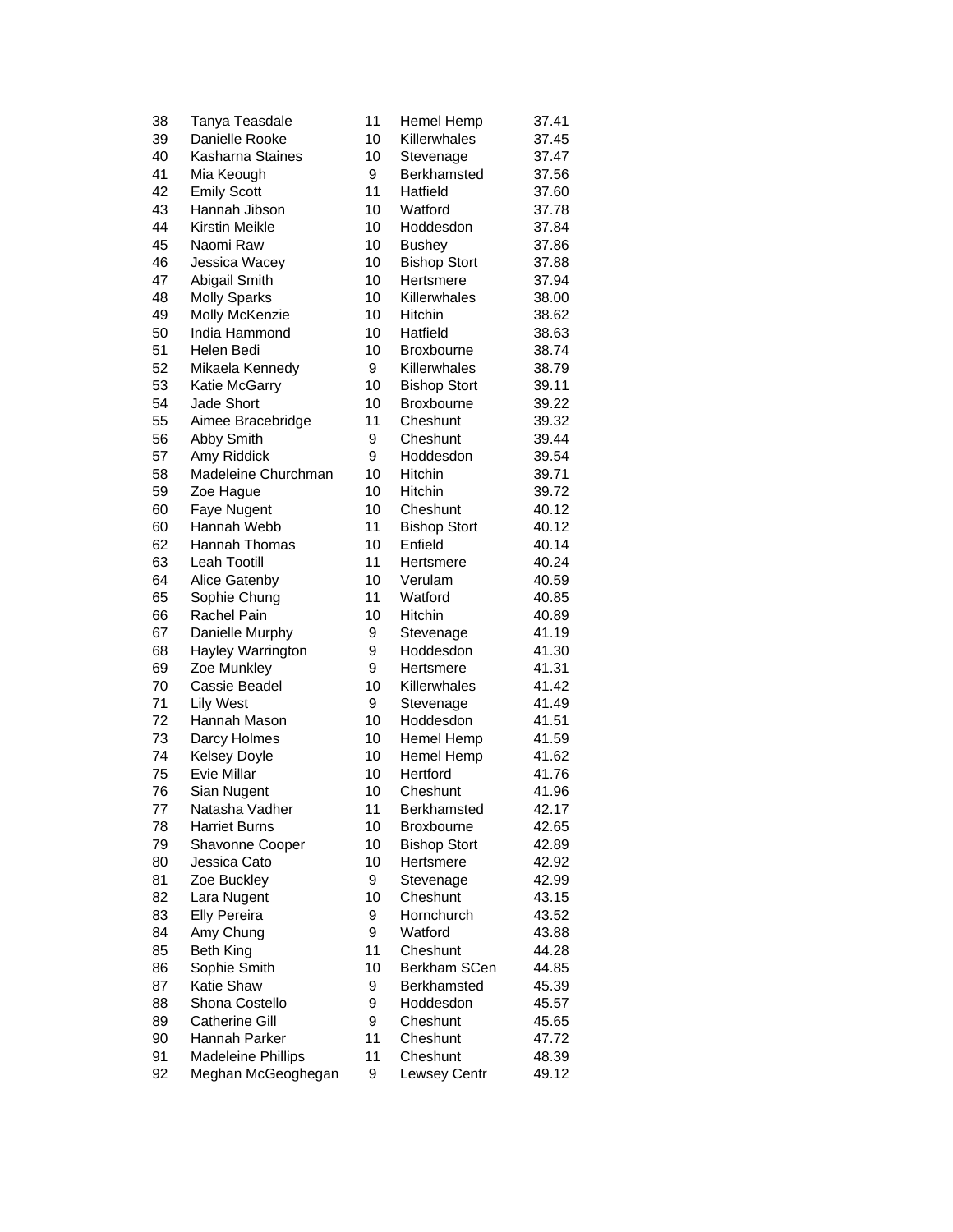| | | | | |
|---|---|---|---|---|
| 38 | Tanya Teasdale | 11 | Hemel Hemp | 37.41 |
| 39 | Danielle Rooke | 10 | Killerwhales | 37.45 |
| 40 | Kasharna Staines | 10 | Stevenage | 37.47 |
| 41 | Mia Keough | 9 | Berkhamsted | 37.56 |
| 42 | Emily Scott | 11 | Hatfield | 37.60 |
| 43 | Hannah Jibson | 10 | Watford | 37.78 |
| 44 | Kirstin Meikle | 10 | Hoddesdon | 37.84 |
| 45 | Naomi Raw | 10 | Bushey | 37.86 |
| 46 | Jessica Wacey | 10 | Bishop Stort | 37.88 |
| 47 | Abigail Smith | 10 | Hertsmere | 37.94 |
| 48 | Molly Sparks | 10 | Killerwhales | 38.00 |
| 49 | Molly McKenzie | 10 | Hitchin | 38.62 |
| 50 | India Hammond | 10 | Hatfield | 38.63 |
| 51 | Helen Bedi | 10 | Broxbourne | 38.74 |
| 52 | Mikaela Kennedy | 9 | Killerwhales | 38.79 |
| 53 | Katie McGarry | 10 | Bishop Stort | 39.11 |
| 54 | Jade Short | 10 | Broxbourne | 39.22 |
| 55 | Aimee Bracebridge | 11 | Cheshunt | 39.32 |
| 56 | Abby Smith | 9 | Cheshunt | 39.44 |
| 57 | Amy Riddick | 9 | Hoddesdon | 39.54 |
| 58 | Madeleine Churchman | 10 | Hitchin | 39.71 |
| 59 | Zoe Hague | 10 | Hitchin | 39.72 |
| 60 | Faye Nugent | 10 | Cheshunt | 40.12 |
| 60 | Hannah Webb | 11 | Bishop Stort | 40.12 |
| 62 | Hannah Thomas | 10 | Enfield | 40.14 |
| 63 | Leah Tootill | 11 | Hertsmere | 40.24 |
| 64 | Alice Gatenby | 10 | Verulam | 40.59 |
| 65 | Sophie Chung | 11 | Watford | 40.85 |
| 66 | Rachel Pain | 10 | Hitchin | 40.89 |
| 67 | Danielle Murphy | 9 | Stevenage | 41.19 |
| 68 | Hayley Warrington | 9 | Hoddesdon | 41.30 |
| 69 | Zoe Munkley | 9 | Hertsmere | 41.31 |
| 70 | Cassie Beadel | 10 | Killerwhales | 41.42 |
| 71 | Lily West | 9 | Stevenage | 41.49 |
| 72 | Hannah Mason | 10 | Hoddesdon | 41.51 |
| 73 | Darcy Holmes | 10 | Hemel Hemp | 41.59 |
| 74 | Kelsey Doyle | 10 | Hemel Hemp | 41.62 |
| 75 | Evie Millar | 10 | Hertford | 41.76 |
| 76 | Sian Nugent | 10 | Cheshunt | 41.96 |
| 77 | Natasha Vadher | 11 | Berkhamsted | 42.17 |
| 78 | Harriet Burns | 10 | Broxbourne | 42.65 |
| 79 | Shavonne Cooper | 10 | Bishop Stort | 42.89 |
| 80 | Jessica Cato | 10 | Hertsmere | 42.92 |
| 81 | Zoe Buckley | 9 | Stevenage | 42.99 |
| 82 | Lara Nugent | 10 | Cheshunt | 43.15 |
| 83 | Elly Pereira | 9 | Hornchurch | 43.52 |
| 84 | Amy Chung | 9 | Watford | 43.88 |
| 85 | Beth King | 11 | Cheshunt | 44.28 |
| 86 | Sophie Smith | 10 | Berkham SCen | 44.85 |
| 87 | Katie Shaw | 9 | Berkhamsted | 45.39 |
| 88 | Shona Costello | 9 | Hoddesdon | 45.57 |
| 89 | Catherine Gill | 9 | Cheshunt | 45.65 |
| 90 | Hannah Parker | 11 | Cheshunt | 47.72 |
| 91 | Madeleine Phillips | 11 | Cheshunt | 48.39 |
| 92 | Meghan McGeoghegan | 9 | Lewsey Centr | 49.12 |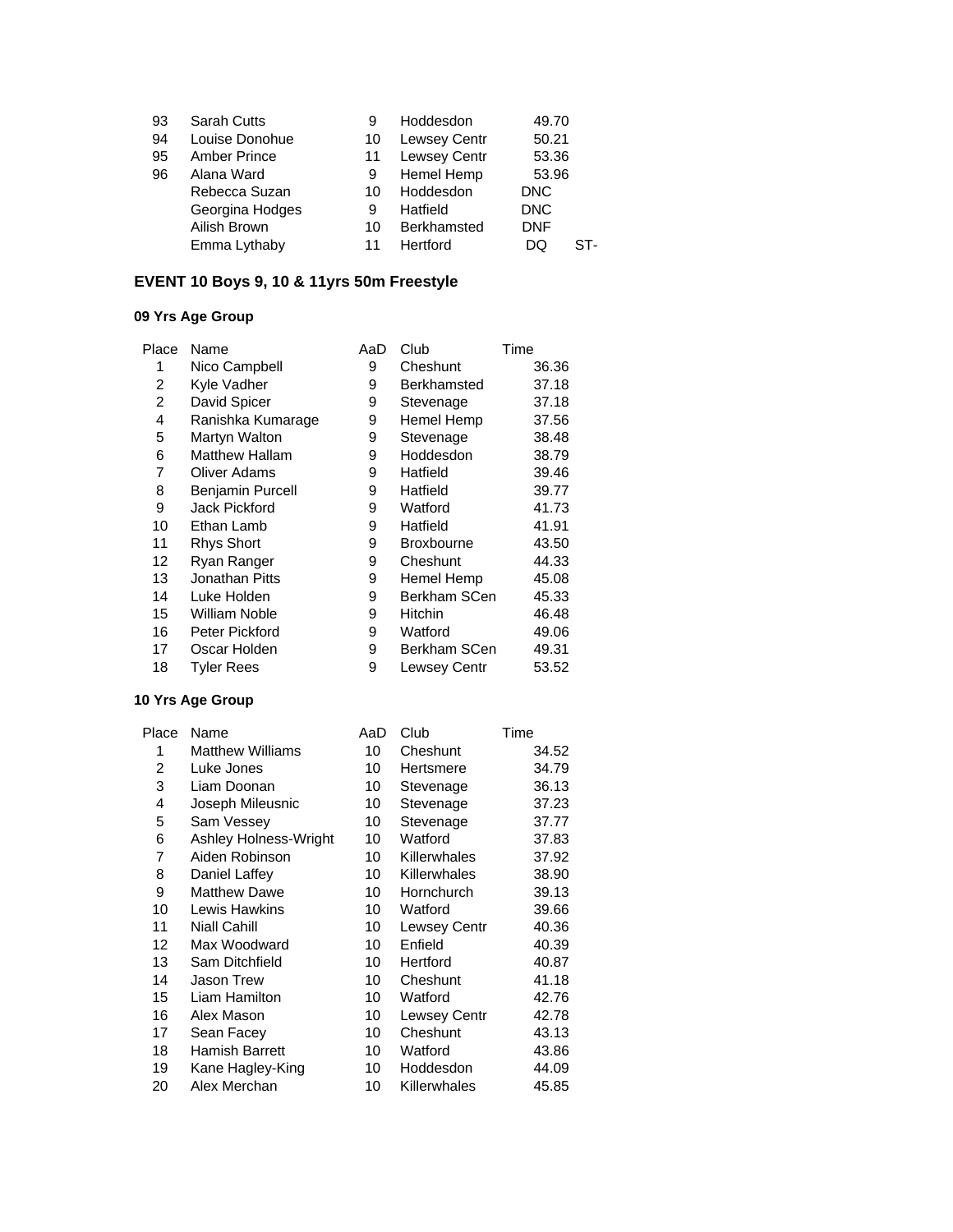| | | | | | |
|---|---|---|---|---|---|
| 93 | Sarah Cutts | 9 | Hoddesdon | 49.70 | |
| 94 | Louise Donohue | 10 | Lewsey Centr | 50.21 | |
| 95 | Amber Prince | 11 | Lewsey Centr | 53.36 | |
| 96 | Alana Ward | 9 | Hemel Hemp | 53.96 | |
| | Rebecca Suzan | 10 | Hoddesdon | DNC | |
| | Georgina Hodges | 9 | Hatfield | DNC | |
| | Ailish Brown | 10 | Berkhamsted | DNF | |
| | Emma Lythaby | 11 | Hertford | DQ | ST- |

## EVENT 10 Boys 9, 10 & 11yrs 50m Freestyle

### 09 Yrs Age Group

| Place | Name | AaD | Club | Time |
|---|---|---|---|---|
| 1 | Nico Campbell | 9 | Cheshunt | 36.36 |
| 2 | Kyle Vadher | 9 | Berkhamsted | 37.18 |
| 2 | David Spicer | 9 | Stevenage | 37.18 |
| 4 | Ranishka Kumarage | 9 | Hemel Hemp | 37.56 |
| 5 | Martyn Walton | 9 | Stevenage | 38.48 |
| 6 | Matthew Hallam | 9 | Hoddesdon | 38.79 |
| 7 | Oliver Adams | 9 | Hatfield | 39.46 |
| 8 | Benjamin Purcell | 9 | Hatfield | 39.77 |
| 9 | Jack Pickford | 9 | Watford | 41.73 |
| 10 | Ethan Lamb | 9 | Hatfield | 41.91 |
| 11 | Rhys Short | 9 | Broxbourne | 43.50 |
| 12 | Ryan Ranger | 9 | Cheshunt | 44.33 |
| 13 | Jonathan Pitts | 9 | Hemel Hemp | 45.08 |
| 14 | Luke Holden | 9 | Berkham SCen | 45.33 |
| 15 | William Noble | 9 | Hitchin | 46.48 |
| 16 | Peter Pickford | 9 | Watford | 49.06 |
| 17 | Oscar Holden | 9 | Berkham SCen | 49.31 |
| 18 | Tyler Rees | 9 | Lewsey Centr | 53.52 |

### 10 Yrs Age Group

| Place | Name | AaD | Club | Time |
|---|---|---|---|---|
| 1 | Matthew Williams | 10 | Cheshunt | 34.52 |
| 2 | Luke Jones | 10 | Hertsmere | 34.79 |
| 3 | Liam Doonan | 10 | Stevenage | 36.13 |
| 4 | Joseph Mileusnic | 10 | Stevenage | 37.23 |
| 5 | Sam Vessey | 10 | Stevenage | 37.77 |
| 6 | Ashley Holness-Wright | 10 | Watford | 37.83 |
| 7 | Aiden Robinson | 10 | Killerwhales | 37.92 |
| 8 | Daniel Laffey | 10 | Killerwhales | 38.90 |
| 9 | Matthew Dawe | 10 | Hornchurch | 39.13 |
| 10 | Lewis Hawkins | 10 | Watford | 39.66 |
| 11 | Niall Cahill | 10 | Lewsey Centr | 40.36 |
| 12 | Max Woodward | 10 | Enfield | 40.39 |
| 13 | Sam Ditchfield | 10 | Hertford | 40.87 |
| 14 | Jason Trew | 10 | Cheshunt | 41.18 |
| 15 | Liam Hamilton | 10 | Watford | 42.76 |
| 16 | Alex Mason | 10 | Lewsey Centr | 42.78 |
| 17 | Sean Facey | 10 | Cheshunt | 43.13 |
| 18 | Hamish Barrett | 10 | Watford | 43.86 |
| 19 | Kane Hagley-King | 10 | Hoddesdon | 44.09 |
| 20 | Alex Merchan | 10 | Killerwhales | 45.85 |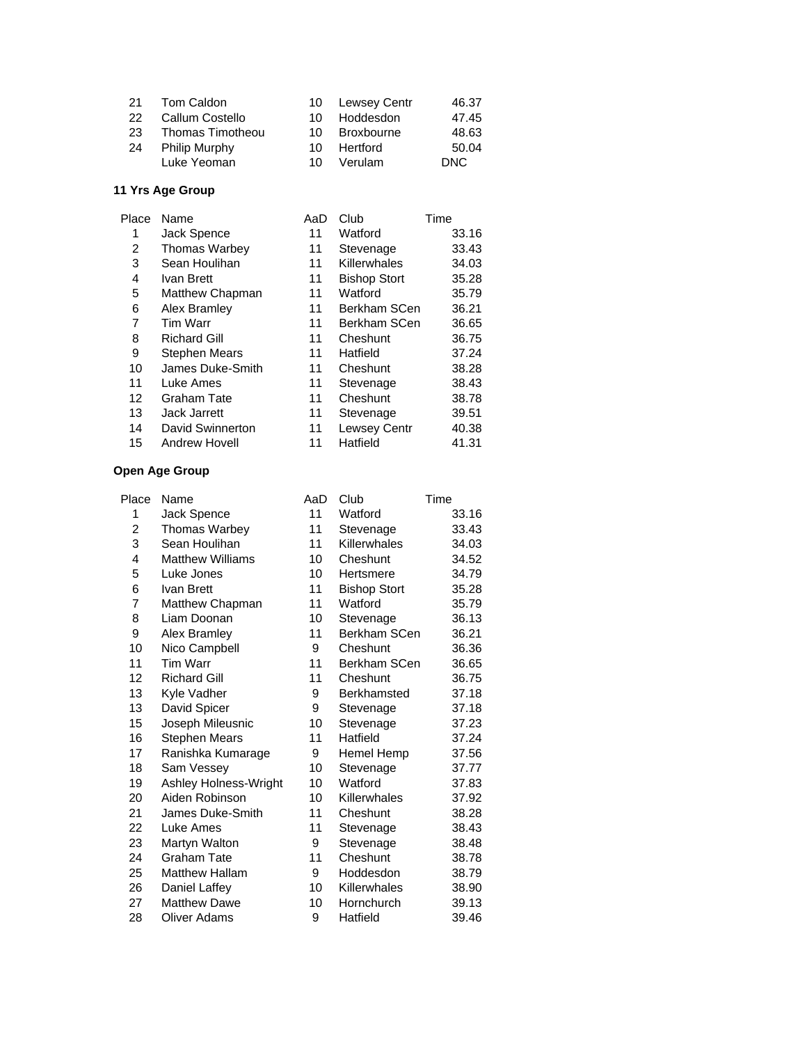| Place | Name | AaD | Club | Time |
|---|---|---|---|---|
| 21 | Tom Caldon | 10 | Lewsey Centr | 46.37 |
| 22 | Callum Costello | 10 | Hoddesdon | 47.45 |
| 23 | Thomas Timotheou | 10 | Broxbourne | 48.63 |
| 24 | Philip Murphy | 10 | Hertford | 50.04 |
| | Luke Yeoman | 10 | Verulam | DNC |

**11 Yrs Age Group**

| Place | Name | AaD | Club | Time |
|---|---|---|---|---|
| 1 | Jack Spence | 11 | Watford | 33.16 |
| 2 | Thomas Warbey | 11 | Stevenage | 33.43 |
| 3 | Sean Houlihan | 11 | Killerwhales | 34.03 |
| 4 | Ivan Brett | 11 | Bishop Stort | 35.28 |
| 5 | Matthew Chapman | 11 | Watford | 35.79 |
| 6 | Alex Bramley | 11 | Berkham SCen | 36.21 |
| 7 | Tim Warr | 11 | Berkham SCen | 36.65 |
| 8 | Richard Gill | 11 | Cheshunt | 36.75 |
| 9 | Stephen Mears | 11 | Hatfield | 37.24 |
| 10 | James Duke-Smith | 11 | Cheshunt | 38.28 |
| 11 | Luke Ames | 11 | Stevenage | 38.43 |
| 12 | Graham Tate | 11 | Cheshunt | 38.78 |
| 13 | Jack Jarrett | 11 | Stevenage | 39.51 |
| 14 | David Swinnerton | 11 | Lewsey Centr | 40.38 |
| 15 | Andrew Hovell | 11 | Hatfield | 41.31 |

**Open Age Group**

| Place | Name | AaD | Club | Time |
|---|---|---|---|---|
| 1 | Jack Spence | 11 | Watford | 33.16 |
| 2 | Thomas Warbey | 11 | Stevenage | 33.43 |
| 3 | Sean Houlihan | 11 | Killerwhales | 34.03 |
| 4 | Matthew Williams | 10 | Cheshunt | 34.52 |
| 5 | Luke Jones | 10 | Hertsmere | 34.79 |
| 6 | Ivan Brett | 11 | Bishop Stort | 35.28 |
| 7 | Matthew Chapman | 11 | Watford | 35.79 |
| 8 | Liam Doonan | 10 | Stevenage | 36.13 |
| 9 | Alex Bramley | 11 | Berkham SCen | 36.21 |
| 10 | Nico Campbell | 9 | Cheshunt | 36.36 |
| 11 | Tim Warr | 11 | Berkham SCen | 36.65 |
| 12 | Richard Gill | 11 | Cheshunt | 36.75 |
| 13 | Kyle Vadher | 9 | Berkhamsted | 37.18 |
| 13 | David Spicer | 9 | Stevenage | 37.18 |
| 15 | Joseph Mileusnic | 10 | Stevenage | 37.23 |
| 16 | Stephen Mears | 11 | Hatfield | 37.24 |
| 17 | Ranishka Kumarage | 9 | Hemel Hemp | 37.56 |
| 18 | Sam Vessey | 10 | Stevenage | 37.77 |
| 19 | Ashley Holness-Wright | 10 | Watford | 37.83 |
| 20 | Aiden Robinson | 10 | Killerwhales | 37.92 |
| 21 | James Duke-Smith | 11 | Cheshunt | 38.28 |
| 22 | Luke Ames | 11 | Stevenage | 38.43 |
| 23 | Martyn Walton | 9 | Stevenage | 38.48 |
| 24 | Graham Tate | 11 | Cheshunt | 38.78 |
| 25 | Matthew Hallam | 9 | Hoddesdon | 38.79 |
| 26 | Daniel Laffey | 10 | Killerwhales | 38.90 |
| 27 | Matthew Dawe | 10 | Hornchurch | 39.13 |
| 28 | Oliver Adams | 9 | Hatfield | 39.46 |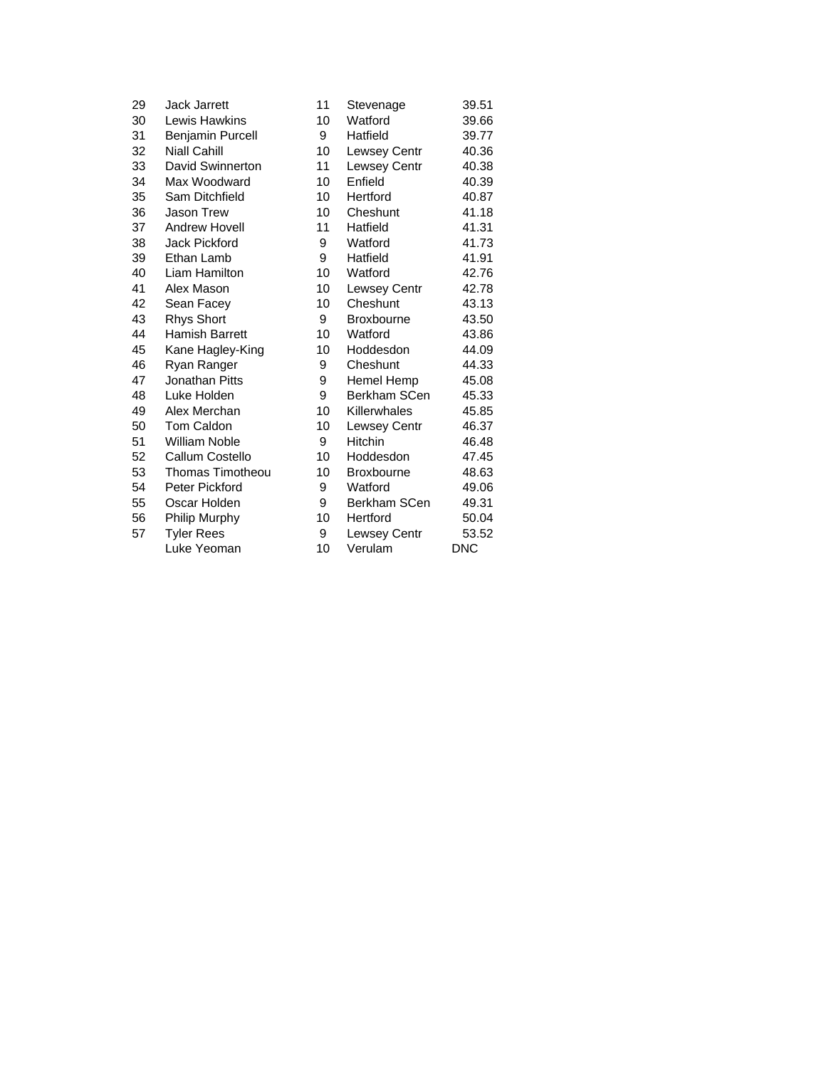| | | | | |
|---|---|---|---|---|
| 29 | Jack Jarrett | 11 | Stevenage | 39.51 |
| 30 | Lewis Hawkins | 10 | Watford | 39.66 |
| 31 | Benjamin Purcell | 9 | Hatfield | 39.77 |
| 32 | Niall Cahill | 10 | Lewsey Centr | 40.36 |
| 33 | David Swinnerton | 11 | Lewsey Centr | 40.38 |
| 34 | Max Woodward | 10 | Enfield | 40.39 |
| 35 | Sam Ditchfield | 10 | Hertford | 40.87 |
| 36 | Jason Trew | 10 | Cheshunt | 41.18 |
| 37 | Andrew Hovell | 11 | Hatfield | 41.31 |
| 38 | Jack Pickford | 9 | Watford | 41.73 |
| 39 | Ethan Lamb | 9 | Hatfield | 41.91 |
| 40 | Liam Hamilton | 10 | Watford | 42.76 |
| 41 | Alex Mason | 10 | Lewsey Centr | 42.78 |
| 42 | Sean Facey | 10 | Cheshunt | 43.13 |
| 43 | Rhys Short | 9 | Broxbourne | 43.50 |
| 44 | Hamish Barrett | 10 | Watford | 43.86 |
| 45 | Kane Hagley-King | 10 | Hoddesdon | 44.09 |
| 46 | Ryan Ranger | 9 | Cheshunt | 44.33 |
| 47 | Jonathan Pitts | 9 | Hemel Hemp | 45.08 |
| 48 | Luke Holden | 9 | Berkham SCen | 45.33 |
| 49 | Alex Merchan | 10 | Killerwhales | 45.85 |
| 50 | Tom Caldon | 10 | Lewsey Centr | 46.37 |
| 51 | William Noble | 9 | Hitchin | 46.48 |
| 52 | Callum Costello | 10 | Hoddesdon | 47.45 |
| 53 | Thomas Timotheou | 10 | Broxbourne | 48.63 |
| 54 | Peter Pickford | 9 | Watford | 49.06 |
| 55 | Oscar Holden | 9 | Berkham SCen | 49.31 |
| 56 | Philip Murphy | 10 | Hertford | 50.04 |
| 57 | Tyler Rees | 9 | Lewsey Centr | 53.52 |
| | Luke Yeoman | 10 | Verulam | DNC |